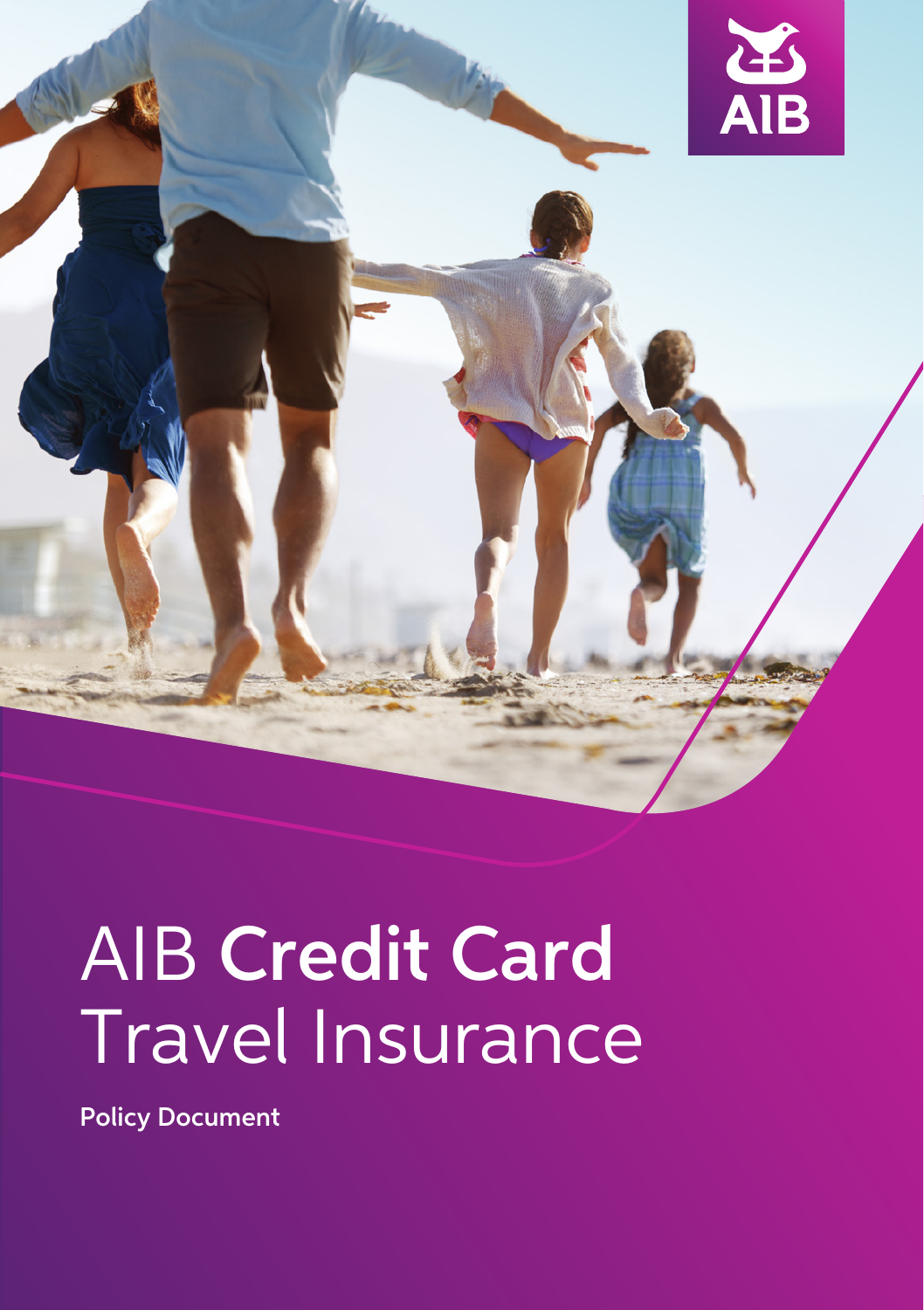AIB

# AIB Credit Card Travel Insurance

**Policy Document**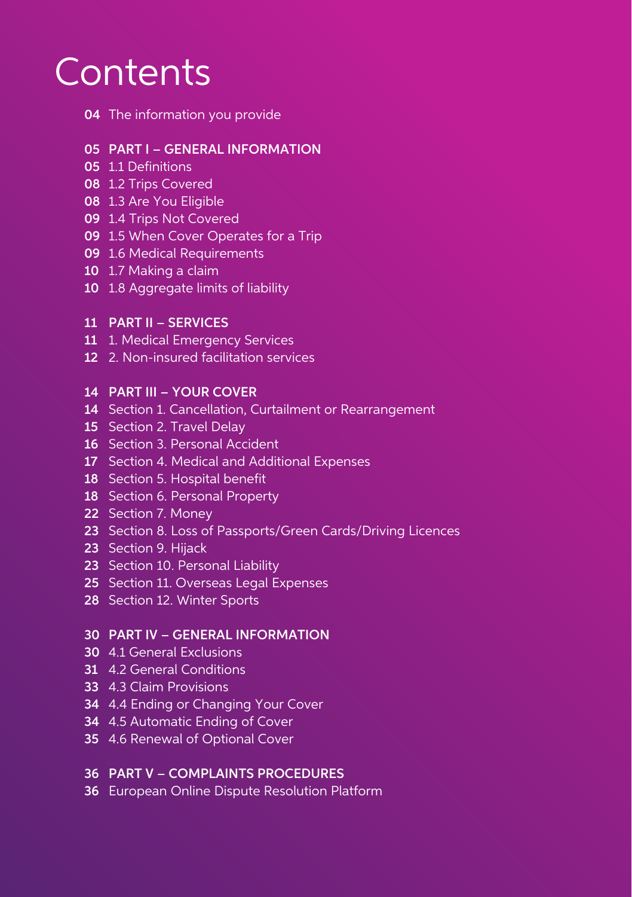# Contents

**04** The information you provide

**05 PART I – GENERAL INFORMATION**
**05** 1.1 Definitions
**08** 1.2 Trips Covered
**08** 1.3 Are You Eligible
**09** 1.4 Trips Not Covered
**09** 1.5 When Cover Operates for a Trip
**09** 1.6 Medical Requirements
**10** 1.7 Making a claim
**10** 1.8 Aggregate limits of liability

**11 PART II – SERVICES**
**11** 1. Medical Emergency Services
**12** 2. Non-insured facilitation services

**14 PART III – YOUR COVER**
**14** Section 1. Cancellation, Curtailment or Rearrangement
**15** Section 2. Travel Delay
**16** Section 3. Personal Accident
**17** Section 4. Medical and Additional Expenses
**18** Section 5. Hospital benefit
**18** Section 6. Personal Property
**22** Section 7. Money
**23** Section 8. Loss of Passports/Green Cards/Driving Licences
**23** Section 9. Hijack
**23** Section 10. Personal Liability
**25** Section 11. Overseas Legal Expenses
**28** Section 12. Winter Sports

**30 PART IV – GENERAL INFORMATION**
**30** 4.1 General Exclusions
**31** 4.2 General Conditions
**33** 4.3 Claim Provisions
**34** 4.4 Ending or Changing Your Cover
**34** 4.5 Automatic Ending of Cover
**35** 4.6 Renewal of Optional Cover

**36 PART V – COMPLAINTS PROCEDURES**
**36** European Online Dispute Resolution Platform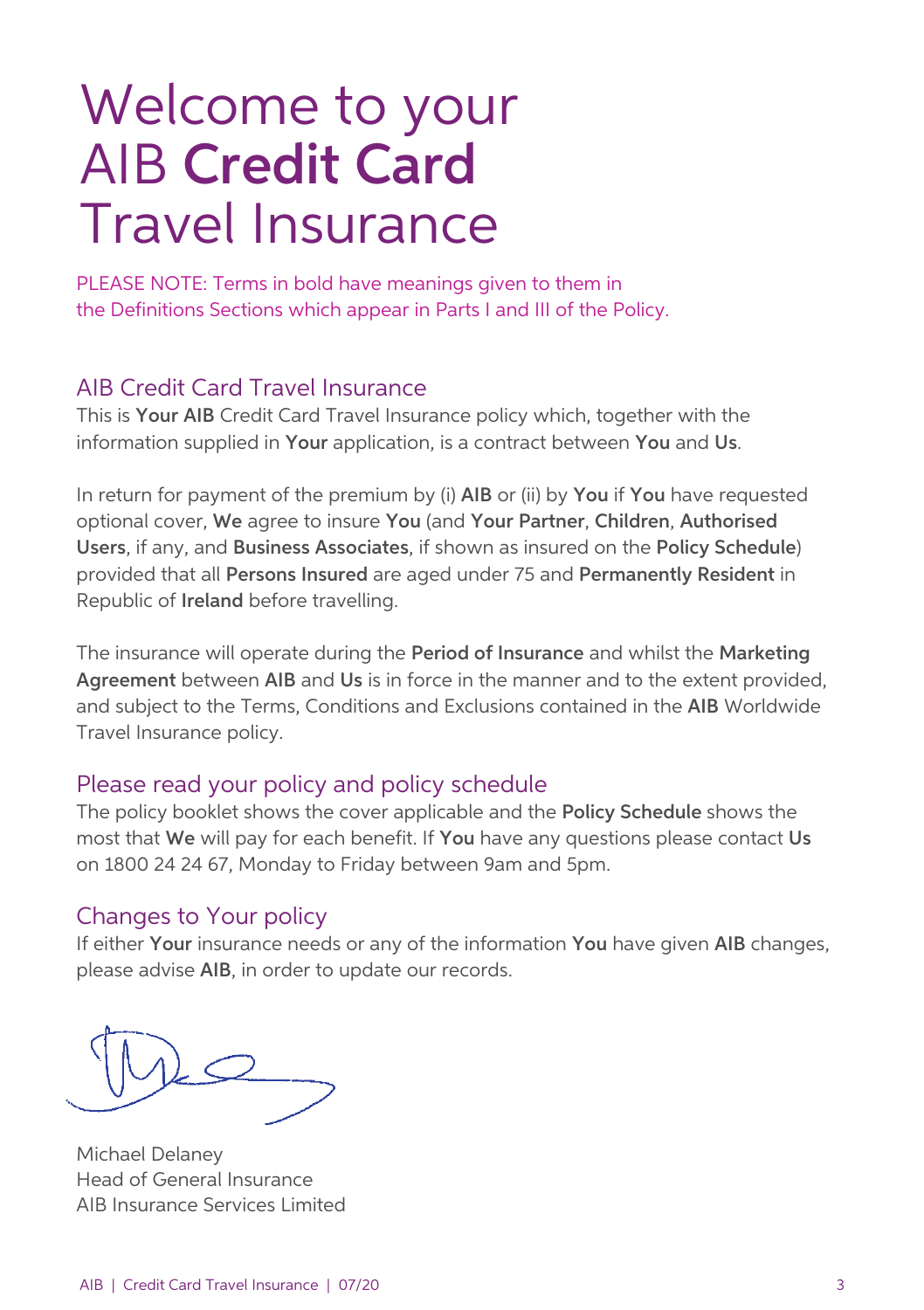# Welcome to your AIB **Credit Card** Travel Insurance

PLEASE NOTE: Terms in bold have meanings given to them in the Definitions Sections which appear in Parts I and III of the Policy.

## AIB Credit Card Travel Insurance

This is **Your AIB** Credit Card Travel Insurance policy which, together with the information supplied in **Your** application, is a contract between **You** and **Us**.

In return for payment of the premium by (i) **AIB** or (ii) by **You** if **You** have requested optional cover, **We** agree to insure **You** (and **Your Partner**, **Children**, **Authorised Users**, if any, and **Business Associates**, if shown as insured on the **Policy Schedule**) provided that all **Persons Insured** are aged under 75 and **Permanently Resident** in Republic of **Ireland** before travelling.

The insurance will operate during the **Period of Insurance** and whilst the **Marketing Agreement** between **AIB** and **Us** is in force in the manner and to the extent provided, and subject to the Terms, Conditions and Exclusions contained in the **AIB** Worldwide Travel Insurance policy.

## Please read your policy and policy schedule

The policy booklet shows the cover applicable and the **Policy Schedule** shows the most that **We** will pay for each benefit. If **You** have any questions please contact **Us** on 1800 24 24 67, Monday to Friday between 9am and 5pm.

## Changes to Your policy

If either **Your** insurance needs or any of the information **You** have given **AIB** changes, please advise **AIB**, in order to update our records.

Michael Delaney
Head of General Insurance
AIB Insurance Services Limited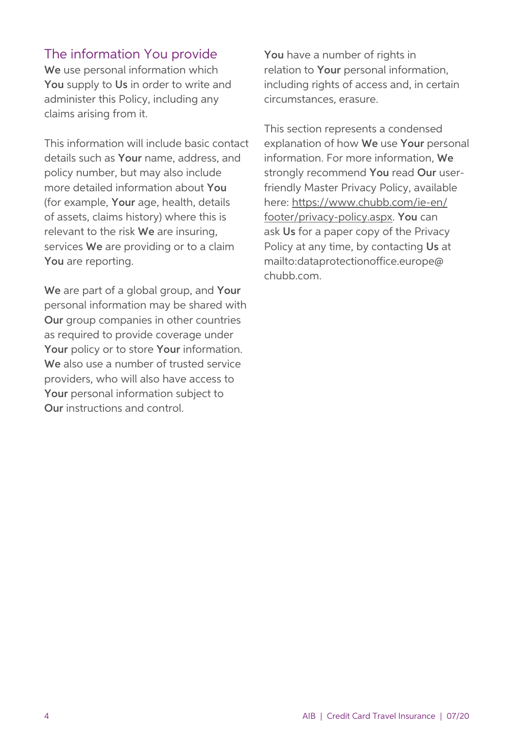## The information You provide

**We** use personal information which **You** supply to **Us** in order to write and administer this Policy, including any claims arising from it.

This information will include basic contact details such as **Your** name, address, and policy number, but may also include more detailed information about **You** (for example, **Your** age, health, details of assets, claims history) where this is relevant to the risk **We** are insuring, services **We** are providing or to a claim **You** are reporting.

**We** are part of a global group, and **Your** personal information may be shared with **Our** group companies in other countries as required to provide coverage under **Your** policy or to store **Your** information. **We** also use a number of trusted service providers, who will also have access to **Your** personal information subject to **Our** instructions and control.

**You** have a number of rights in relation to **Your** personal information, including rights of access and, in certain circumstances, erasure.

This section represents a condensed explanation of how **We** use **Your** personal information. For more information, **We** strongly recommend **You** read **Our** user-friendly Master Privacy Policy, available here: https://www.chubb.com/ie-en/footer/privacy-policy.aspx. **You** can ask **Us** for a paper copy of the Privacy Policy at any time, by contacting **Us** at mailto:dataprotectionoffice.europe@chubb.com.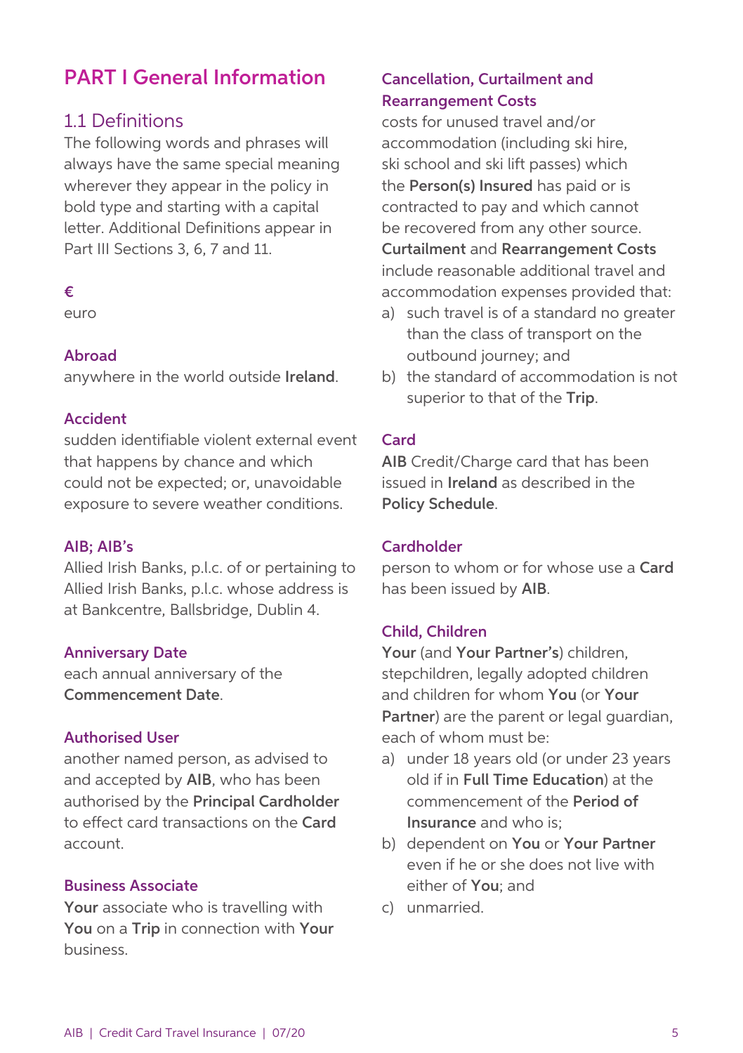# PART I General Information

## 1.1 Definitions

The following words and phrases will always have the same special meaning wherever they appear in the policy in bold type and starting with a capital letter. Additional Definitions appear in Part III Sections 3, 6, 7 and 11.

### €

euro

### Abroad

anywhere in the world outside **Ireland**.

### Accident

sudden identifiable violent external event that happens by chance and which could not be expected; or, unavoidable exposure to severe weather conditions.

### AIB; AIB's

Allied Irish Banks, p.l.c. of or pertaining to Allied Irish Banks, p.l.c. whose address is at Bankcentre, Ballsbridge, Dublin 4.

### Anniversary Date

each annual anniversary of the **Commencement Date**.

### Authorised User

another named person, as advised to and accepted by **AIB**, who has been authorised by the **Principal Cardholder** to effect card transactions on the **Card** account.

### Business Associate

**Your** associate who is travelling with **You** on a **Trip** in connection with **Your** business.

### Cancellation, Curtailment and Rearrangement Costs

costs for unused travel and/or accommodation (including ski hire, ski school and ski lift passes) which the **Person(s) Insured** has paid or is contracted to pay and which cannot be recovered from any other source. **Curtailment** and **Rearrangement Costs** include reasonable additional travel and accommodation expenses provided that:

a) such travel is of a standard no greater than the class of transport on the outbound journey; and
b) the standard of accommodation is not superior to that of the **Trip**.

### Card

**AIB** Credit/Charge card that has been issued in **Ireland** as described in the **Policy Schedule**.

### Cardholder

person to whom or for whose use a **Card** has been issued by **AIB**.

### Child, Children

**Your** (and **Your Partner's**) children, stepchildren, legally adopted children and children for whom **You** (or **Your Partner**) are the parent or legal guardian, each of whom must be:

a) under 18 years old (or under 23 years old if in **Full Time Education**) at the commencement of the **Period of Insurance** and who is;
b) dependent on **You** or **Your Partner** even if he or she does not live with either of **You**; and
c) unmarried.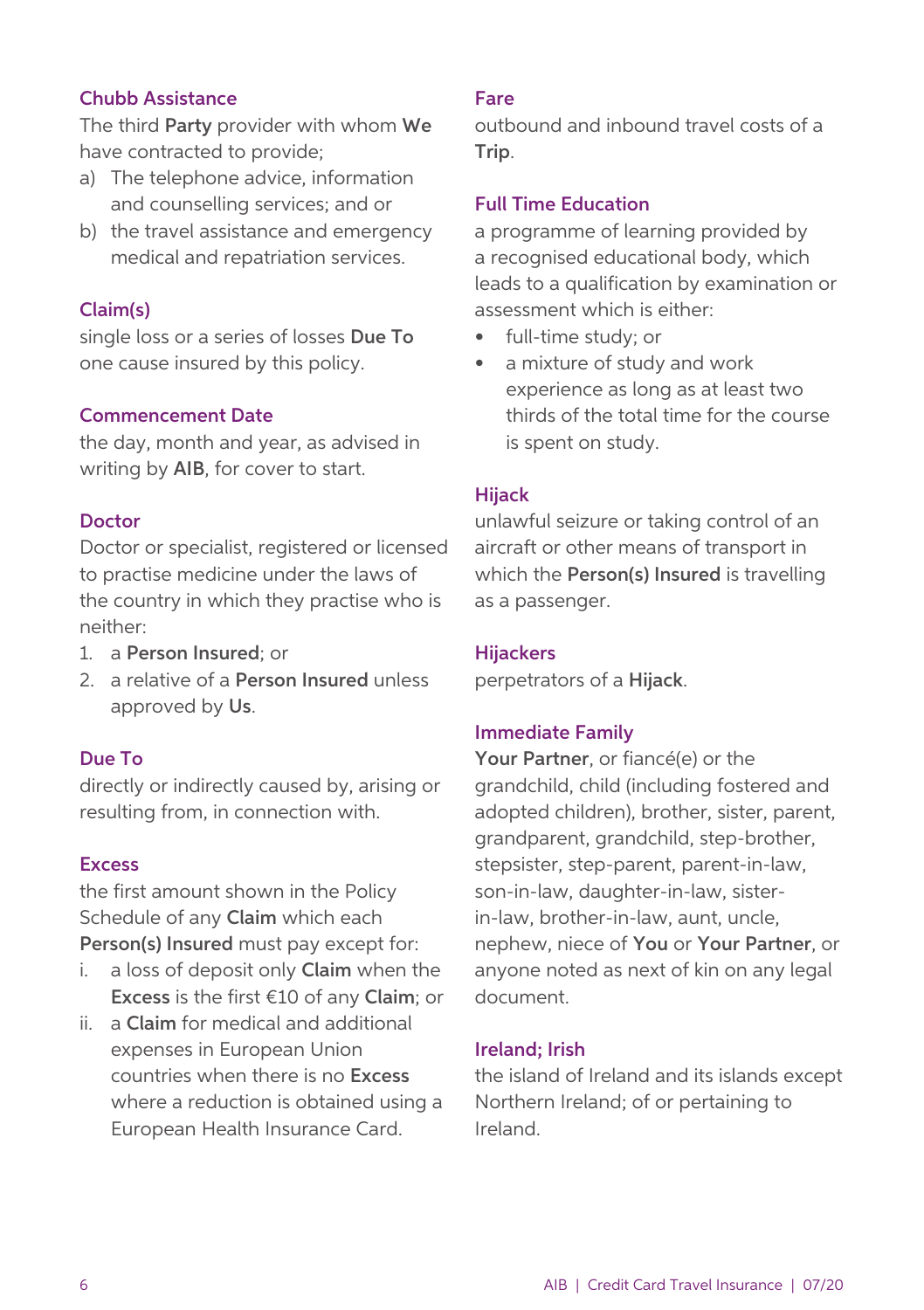### Chubb Assistance

The third **Party** provider with whom **We** have contracted to provide;

a) The telephone advice, information and counselling services; and or
b) the travel assistance and emergency medical and repatriation services.

### Claim(s)

single loss or a series of losses **Due To** one cause insured by this policy.

### Commencement Date

the day, month and year, as advised in writing by **AIB**, for cover to start.

### Doctor

Doctor or specialist, registered or licensed to practise medicine under the laws of the country in which they practise who is neither:

1. a **Person Insured**; or
2. a relative of a **Person Insured** unless approved by **Us**.

### Due To

directly or indirectly caused by, arising or resulting from, in connection with.

### Excess

the first amount shown in the Policy Schedule of any **Claim** which each **Person(s) Insured** must pay except for:

i. a loss of deposit only **Claim** when the **Excess** is the first €10 of any **Claim**; or
ii. a **Claim** for medical and additional expenses in European Union countries when there is no **Excess** where a reduction is obtained using a European Health Insurance Card.

### Fare

outbound and inbound travel costs of a **Trip**.

### Full Time Education

a programme of learning provided by a recognised educational body, which leads to a qualification by examination or assessment which is either:

- full-time study; or
- a mixture of study and work experience as long as at least two thirds of the total time for the course is spent on study.

### Hijack

unlawful seizure or taking control of an aircraft or other means of transport in which the **Person(s) Insured** is travelling as a passenger.

### Hijackers

perpetrators of a **Hijack**.

### Immediate Family

**Your Partner**, or fiancé(e) or the grandchild, child (including fostered and adopted children), brother, sister, parent, grandparent, grandchild, step-brother, stepsister, step-parent, parent-in-law, son-in-law, daughter-in-law, sister-in-law, brother-in-law, aunt, uncle, nephew, niece of **You** or **Your Partner**, or anyone noted as next of kin on any legal document.

### Ireland; Irish

the island of Ireland and its islands except Northern Ireland; of or pertaining to Ireland.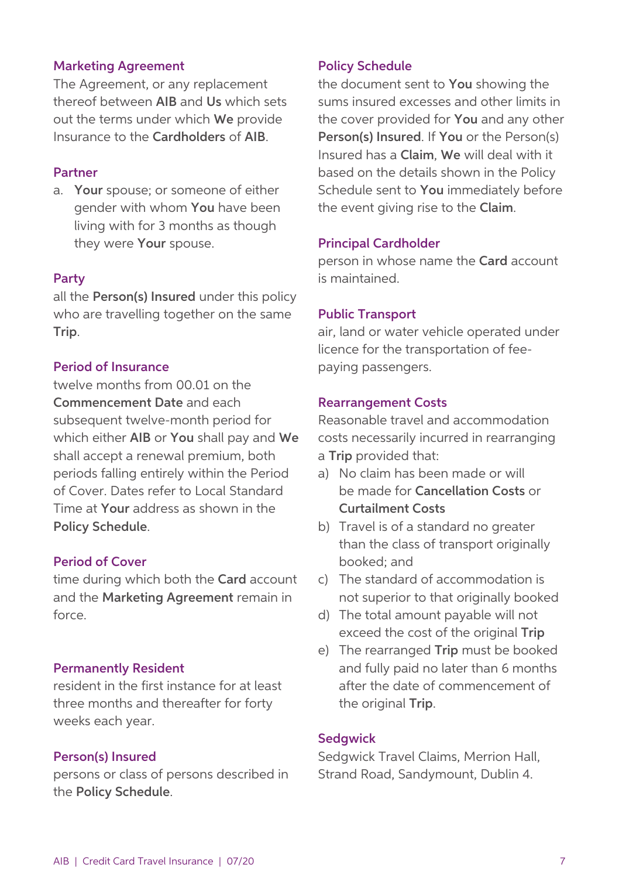### Marketing Agreement

The Agreement, or any replacement thereof between **AIB** and **Us** which sets out the terms under which **We** provide Insurance to the **Cardholders** of **AIB**.

### Partner

a. **Your** spouse; or someone of either gender with whom **You** have been living with for 3 months as though they were **Your** spouse.

### Party

all the **Person(s) Insured** under this policy who are travelling together on the same **Trip**.

### Period of Insurance

twelve months from 00.01 on the **Commencement Date** and each subsequent twelve-month period for which either **AIB** or **You** shall pay and **We** shall accept a renewal premium, both periods falling entirely within the Period of Cover. Dates refer to Local Standard Time at **Your** address as shown in the **Policy Schedule**.

### Period of Cover

time during which both the **Card** account and the **Marketing Agreement** remain in force.

### Permanently Resident

resident in the first instance for at least three months and thereafter for forty weeks each year.

### Person(s) Insured

persons or class of persons described in the **Policy Schedule**.

### Policy Schedule

the document sent to **You** showing the sums insured excesses and other limits in the cover provided for **You** and any other **Person(s) Insured**. If **You** or the Person(s) Insured has a **Claim**, **We** will deal with it based on the details shown in the Policy Schedule sent to **You** immediately before the event giving rise to the **Claim**.

### Principal Cardholder

person in whose name the **Card** account is maintained.

### Public Transport

air, land or water vehicle operated under licence for the transportation of fee-paying passengers.

### Rearrangement Costs

Reasonable travel and accommodation costs necessarily incurred in rearranging a **Trip** provided that:

a) No claim has been made or will be made for **Cancellation Costs** or **Curtailment Costs**
b) Travel is of a standard no greater than the class of transport originally booked; and
c) The standard of accommodation is not superior to that originally booked
d) The total amount payable will not exceed the cost of the original **Trip**
e) The rearranged **Trip** must be booked and fully paid no later than 6 months after the date of commencement of the original **Trip**.

### Sedgwick

Sedgwick Travel Claims, Merrion Hall, Strand Road, Sandymount, Dublin 4.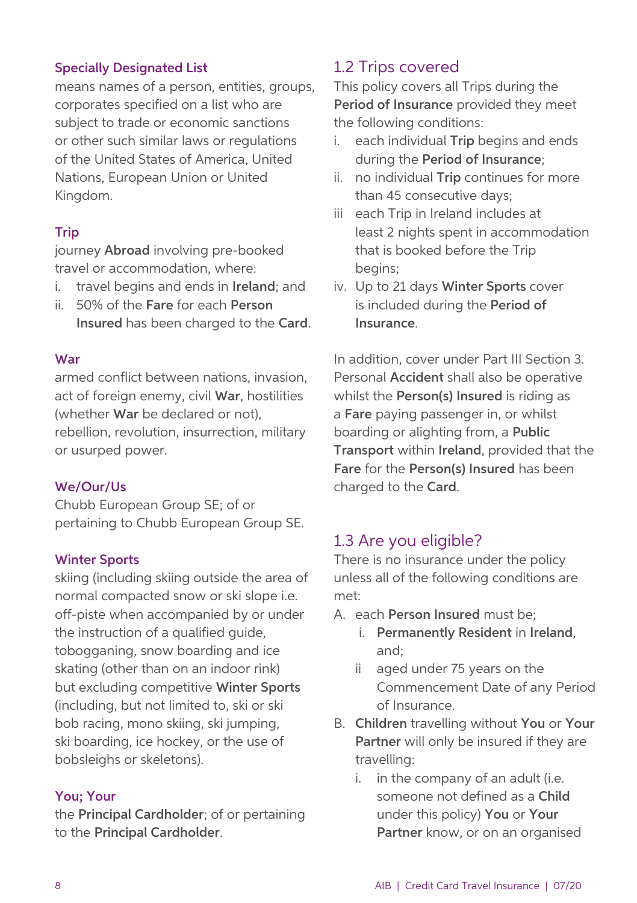**Specially Designated List**
means names of a person, entities, groups, corporates specified on a list who are subject to trade or economic sanctions or other such similar laws or regulations of the United States of America, United Nations, European Union or United Kingdom.

**Trip**
journey **Abroad** involving pre-booked travel or accommodation, where:

i. travel begins and ends in **Ireland**; and
ii. 50% of the **Fare** for each **Person Insured** has been charged to the **Card**.

**War**
armed conflict between nations, invasion, act of foreign enemy, civil **War**, hostilities (whether **War** be declared or not), rebellion, revolution, insurrection, military or usurped power.

**We/Our/Us**
Chubb European Group SE; of or pertaining to Chubb European Group SE.

**Winter Sports**
skiing (including skiing outside the area of normal compacted snow or ski slope i.e. off-piste when accompanied by or under the instruction of a qualified guide, tobogganing, snow boarding and ice skating (other than on an indoor rink) but excluding competitive **Winter Sports** (including, but not limited to, ski or ski bob racing, mono skiing, ski jumping, ski boarding, ice hockey, or the use of bobsleighs or skeletons).

**You; Your**
the **Principal Cardholder**; of or pertaining to the **Principal Cardholder**.

## 1.2 Trips covered

This policy covers all Trips during the **Period of Insurance** provided they meet the following conditions:

i. each individual **Trip** begins and ends during the **Period of Insurance**;
ii. no individual **Trip** continues for more than 45 consecutive days;
iii each Trip in Ireland includes at least 2 nights spent in accommodation that is booked before the Trip begins;
iv. Up to 21 days **Winter Sports** cover is included during the **Period of Insurance**.

In addition, cover under Part III Section 3. Personal **Accident** shall also be operative whilst the **Person(s) Insured** is riding as a **Fare** paying passenger in, or whilst boarding or alighting from, a **Public Transport** within **Ireland**, provided that the **Fare** for the **Person(s) Insured** has been charged to the **Card**.

## 1.3 Are you eligible?

There is no insurance under the policy unless all of the following conditions are met:

A. each **Person Insured** must be;
   i. **Permanently Resident** in **Ireland**, and;
   ii aged under 75 years on the Commencement Date of any Period of Insurance.
B. **Children** travelling without **You** or **Your Partner** will only be insured if they are travelling:
   i. in the company of an adult (i.e. someone not defined as a **Child** under this policy) **You** or **Your Partner** know, or on an organised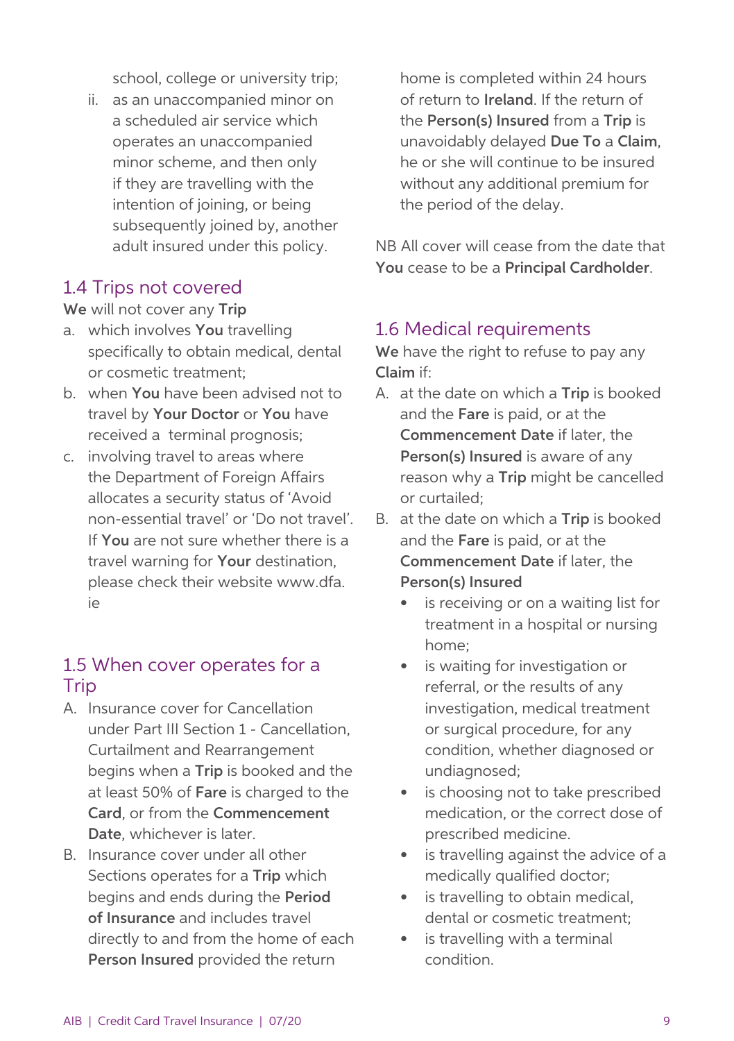school, college or university trip;

ii. as an unaccompanied minor on a scheduled air service which operates an unaccompanied minor scheme, and then only if they are travelling with the intention of joining, or being subsequently joined by, another adult insured under this policy.

## 1.4 Trips not covered

**We** will not cover any **Trip**

a. which involves **You** travelling specifically to obtain medical, dental or cosmetic treatment;
b. when **You** have been advised not to travel by **Your Doctor** or **You** have received a terminal prognosis;
c. involving travel to areas where the Department of Foreign Affairs allocates a security status of 'Avoid non-essential travel' or 'Do not travel'. If **You** are not sure whether there is a travel warning for **Your** destination, please check their website www.dfa.ie

## 1.5 When cover operates for a Trip

A. Insurance cover for Cancellation under Part III Section 1 - Cancellation, Curtailment and Rearrangement begins when a **Trip** is booked and the at least 50% of **Fare** is charged to the **Card**, or from the **Commencement Date**, whichever is later.
B. Insurance cover under all other Sections operates for a **Trip** which begins and ends during the **Period of Insurance** and includes travel directly to and from the home of each **Person Insured** provided the return home is completed within 24 hours of return to **Ireland**. If the return of the **Person(s) Insured** from a **Trip** is unavoidably delayed **Due To** a **Claim**, he or she will continue to be insured without any additional premium for the period of the delay.

NB All cover will cease from the date that **You** cease to be a **Principal Cardholder**.

## 1.6 Medical requirements

**We** have the right to refuse to pay any **Claim** if:

A. at the date on which a **Trip** is booked and the **Fare** is paid, or at the **Commencement Date** if later, the **Person(s) Insured** is aware of any reason why a **Trip** might be cancelled or curtailed;
B. at the date on which a **Trip** is booked and the **Fare** is paid, or at the **Commencement Date** if later, the **Person(s) Insured**
    - is receiving or on a waiting list for treatment in a hospital or nursing home;
    - is waiting for investigation or referral, or the results of any investigation, medical treatment or surgical procedure, for any condition, whether diagnosed or undiagnosed;
    - is choosing not to take prescribed medication, or the correct dose of prescribed medicine.
    - is travelling against the advice of a medically qualified doctor;
    - is travelling to obtain medical, dental or cosmetic treatment;
    - is travelling with a terminal condition.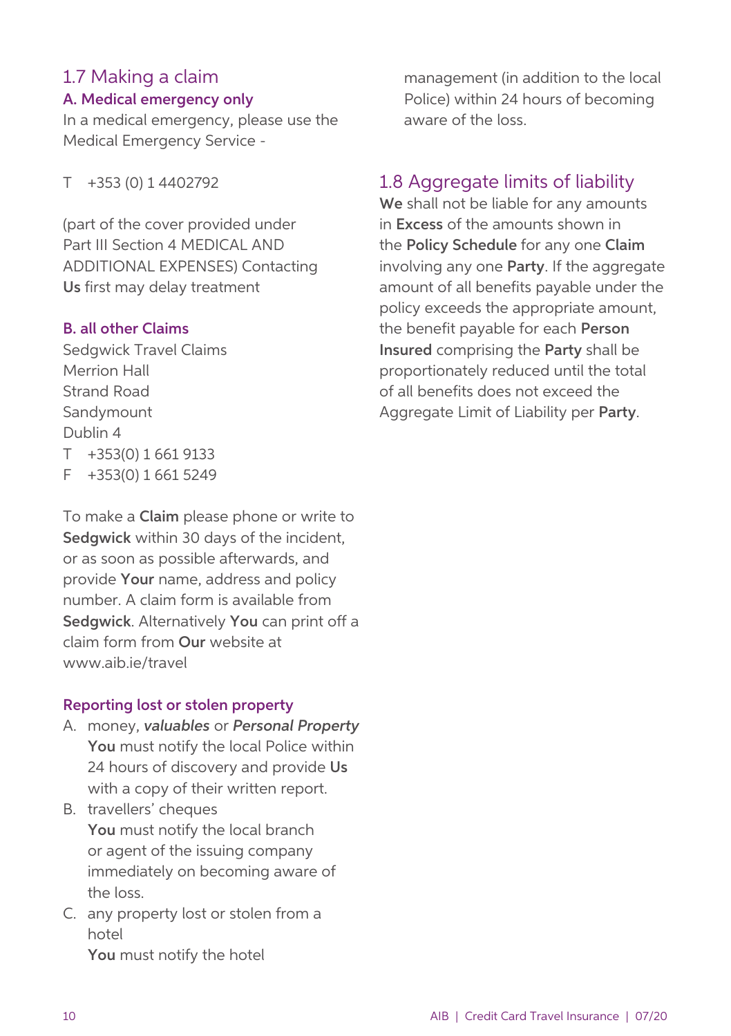## 1.7 Making a claim

### A. Medical emergency only

In a medical emergency, please use the Medical Emergency Service -

T +353 (0) 1 4402792

(part of the cover provided under Part III Section 4 MEDICAL AND ADDITIONAL EXPENSES) Contacting **Us** first may delay treatment

### B. all other Claims

Sedgwick Travel Claims
Merrion Hall
Strand Road
Sandymount
Dublin 4
T +353(0) 1 661 9133
F +353(0) 1 661 5249

To make a **Claim** please phone or write to **Sedgwick** within 30 days of the incident, or as soon as possible afterwards, and provide **Your** name, address and policy number. A claim form is available from **Sedgwick**. Alternatively **You** can print off a claim form from **Our** website at www.aib.ie/travel

### Reporting lost or stolen property

A. money, ***valuables*** or ***Personal Property***
   **You** must notify the local Police within 24 hours of discovery and provide **Us** with a copy of their written report.
B. travellers' cheques
   **You** must notify the local branch or agent of the issuing company immediately on becoming aware of the loss.
C. any property lost or stolen from a hotel
   **You** must notify the hotel management (in addition to the local Police) within 24 hours of becoming aware of the loss.

## 1.8 Aggregate limits of liability

**We** shall not be liable for any amounts in **Excess** of the amounts shown in the **Policy Schedule** for any one **Claim** involving any one **Party**. If the aggregate amount of all benefits payable under the policy exceeds the appropriate amount, the benefit payable for each **Person Insured** comprising the **Party** shall be proportionately reduced until the total of all benefits does not exceed the Aggregate Limit of Liability per **Party**.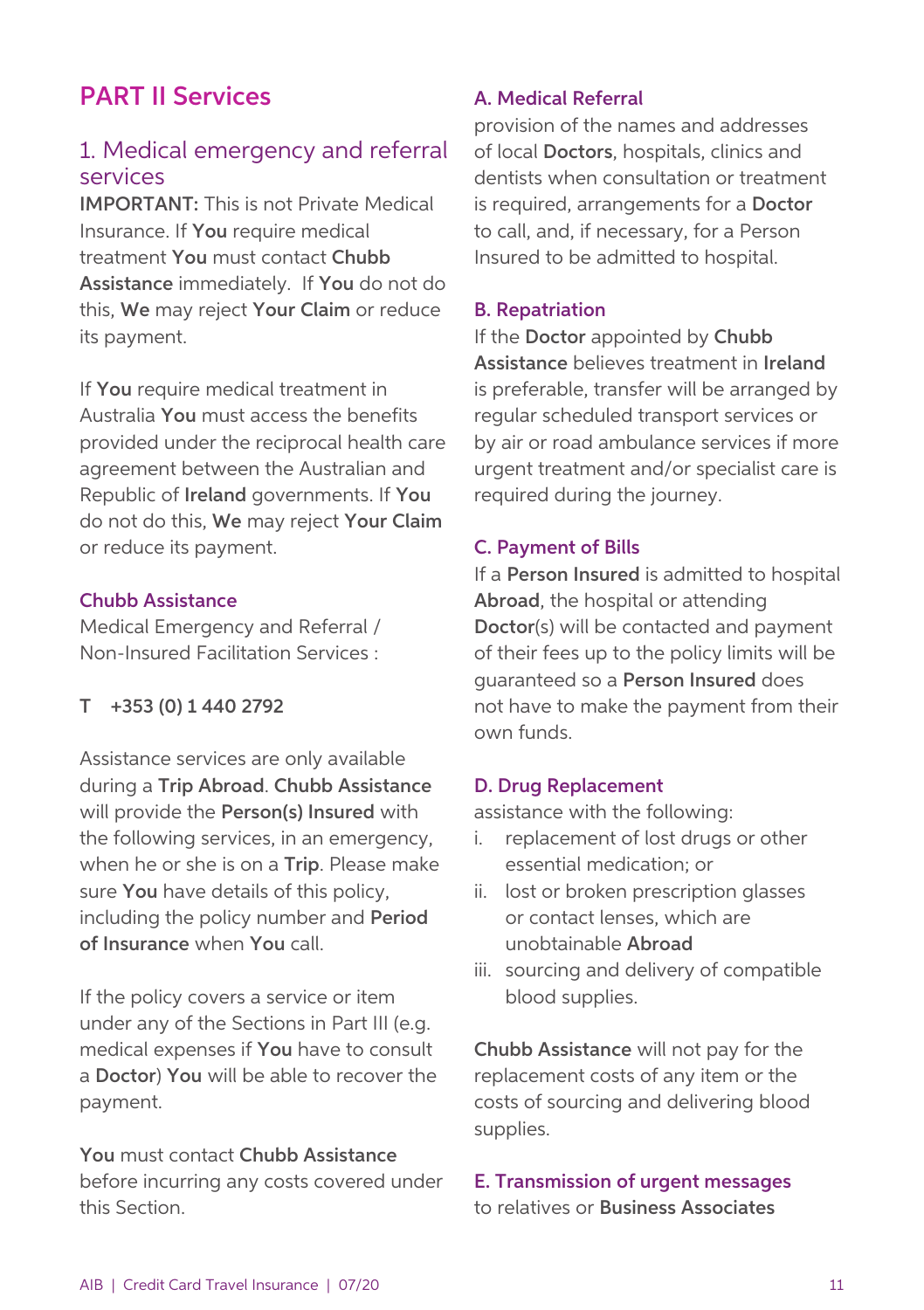# PART II Services

## 1. Medical emergency and referral services

**IMPORTANT:** This is not Private Medical Insurance. If **You** require medical treatment **You** must contact **Chubb Assistance** immediately. If **You** do not do this, **We** may reject **Your Claim** or reduce its payment.

If **You** require medical treatment in Australia **You** must access the benefits provided under the reciprocal health care agreement between the Australian and Republic of **Ireland** governments. If **You** do not do this, **We** may reject **Your Claim** or reduce its payment.

### Chubb Assistance

Medical Emergency and Referral / Non-Insured Facilitation Services :

**T +353 (0) 1 440 2792**

Assistance services are only available during a **Trip Abroad**. **Chubb Assistance** will provide the **Person(s) Insured** with the following services, in an emergency, when he or she is on a **Trip**. Please make sure **You** have details of this policy, including the policy number and **Period of Insurance** when **You** call.

If the policy covers a service or item under any of the Sections in Part III (e.g. medical expenses if **You** have to consult a **Doctor**) **You** will be able to recover the payment.

**You** must contact **Chubb Assistance** before incurring any costs covered under this Section.

### A. Medical Referral

provision of the names and addresses of local **Doctors**, hospitals, clinics and dentists when consultation or treatment is required, arrangements for a **Doctor** to call, and, if necessary, for a Person Insured to be admitted to hospital.

### B. Repatriation

If the **Doctor** appointed by **Chubb Assistance** believes treatment in **Ireland** is preferable, transfer will be arranged by regular scheduled transport services or by air or road ambulance services if more urgent treatment and/or specialist care is required during the journey.

### C. Payment of Bills

If a **Person Insured** is admitted to hospital **Abroad**, the hospital or attending **Doctor**(s) will be contacted and payment of their fees up to the policy limits will be guaranteed so a **Person Insured** does not have to make the payment from their own funds.

### D. Drug Replacement

assistance with the following:

i. replacement of lost drugs or other essential medication; or
ii. lost or broken prescription glasses or contact lenses, which are unobtainable **Abroad**
iii. sourcing and delivery of compatible blood supplies.

**Chubb Assistance** will not pay for the replacement costs of any item or the costs of sourcing and delivering blood supplies.

### E. Transmission of urgent messages

to relatives or **Business Associates**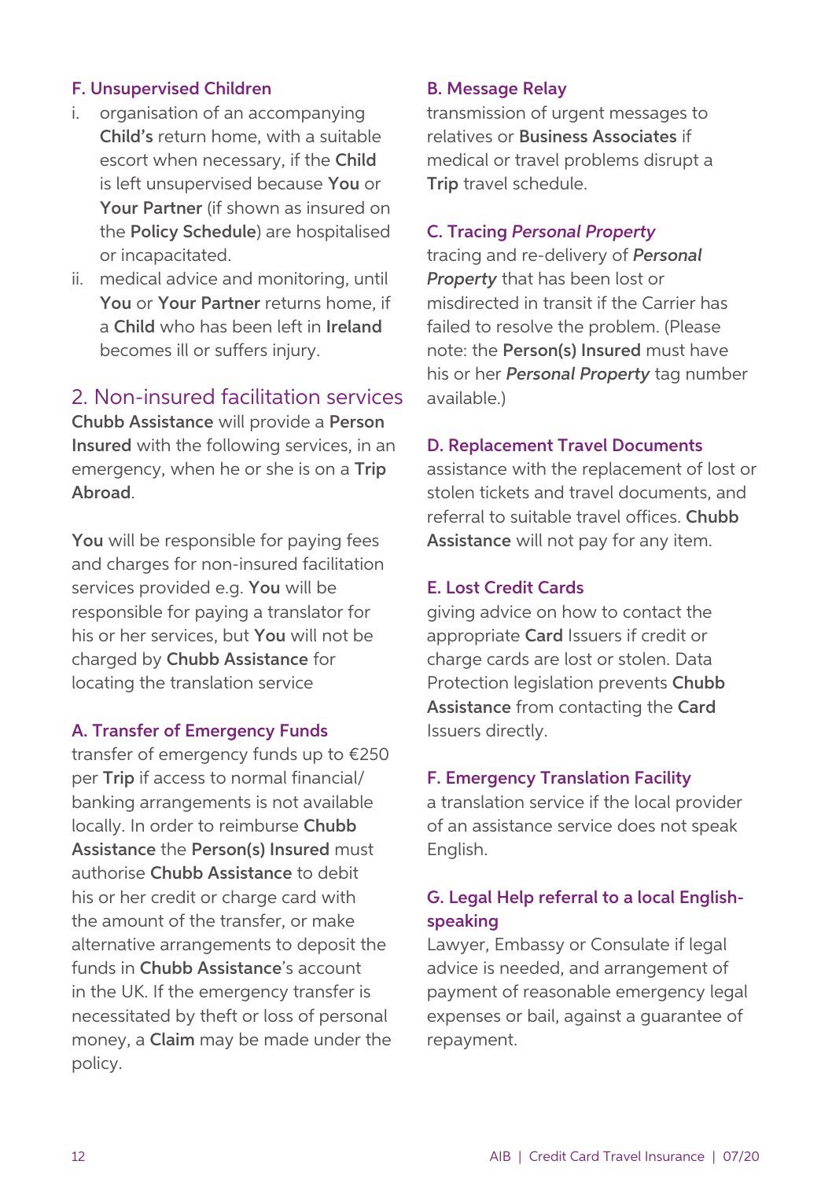### F. Unsupervised Children

i. organisation of an accompanying **Child's** return home, with a suitable escort when necessary, if the **Child** is left unsupervised because **You** or **Your Partner** (if shown as insured on the **Policy Schedule**) are hospitalised or incapacitated.

ii. medical advice and monitoring, until **You** or **Your Partner** returns home, if a **Child** who has been left in **Ireland** becomes ill or suffers injury.

## 2. Non-insured facilitation services

**Chubb Assistance** will provide a **Person Insured** with the following services, in an emergency, when he or she is on a **Trip Abroad**.

**You** will be responsible for paying fees and charges for non-insured facilitation services provided e.g. **You** will be responsible for paying a translator for his or her services, but **You** will not be charged by **Chubb Assistance** for locating the translation service

### A. Transfer of Emergency Funds

transfer of emergency funds up to €250 per **Trip** if access to normal financial/ banking arrangements is not available locally. In order to reimburse **Chubb Assistance** the **Person(s) Insured** must authorise **Chubb Assistance** to debit his or her credit or charge card with the amount of the transfer, or make alternative arrangements to deposit the funds in **Chubb Assistance**'s account in the UK. If the emergency transfer is necessitated by theft or loss of personal money, a **Claim** may be made under the policy.

### B. Message Relay

transmission of urgent messages to relatives or **Business Associates** if medical or travel problems disrupt a **Trip** travel schedule.

### C. Tracing *Personal Property*

tracing and re-delivery of ***Personal Property*** that has been lost or misdirected in transit if the Carrier has failed to resolve the problem. (Please note: the **Person(s) Insured** must have his or her ***Personal Property*** tag number available.)

### D. Replacement Travel Documents

assistance with the replacement of lost or stolen tickets and travel documents, and referral to suitable travel offices. **Chubb Assistance** will not pay for any item.

### E. Lost Credit Cards

giving advice on how to contact the appropriate **Card** Issuers if credit or charge cards are lost or stolen. Data Protection legislation prevents **Chubb Assistance** from contacting the **Card** Issuers directly.

### F. Emergency Translation Facility

a translation service if the local provider of an assistance service does not speak English.

### G. Legal Help referral to a local English-speaking

Lawyer, Embassy or Consulate if legal advice is needed, and arrangement of payment of reasonable emergency legal expenses or bail, against a guarantee of repayment.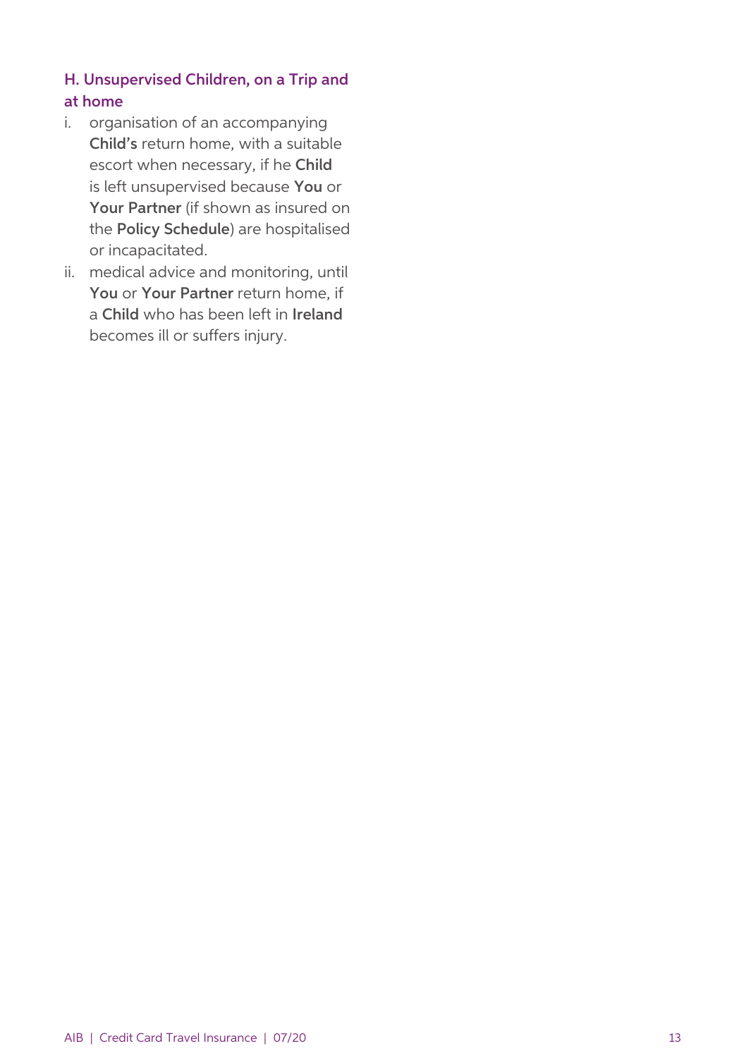### H. Unsupervised Children, on a Trip and at home

i. organisation of an accompanying **Child's** return home, with a suitable escort when necessary, if he **Child** is left unsupervised because **You** or **Your Partner** (if shown as insured on the **Policy Schedule**) are hospitalised or incapacitated.

ii. medical advice and monitoring, until **You** or **Your Partner** return home, if a **Child** who has been left in **Ireland** becomes ill or suffers injury.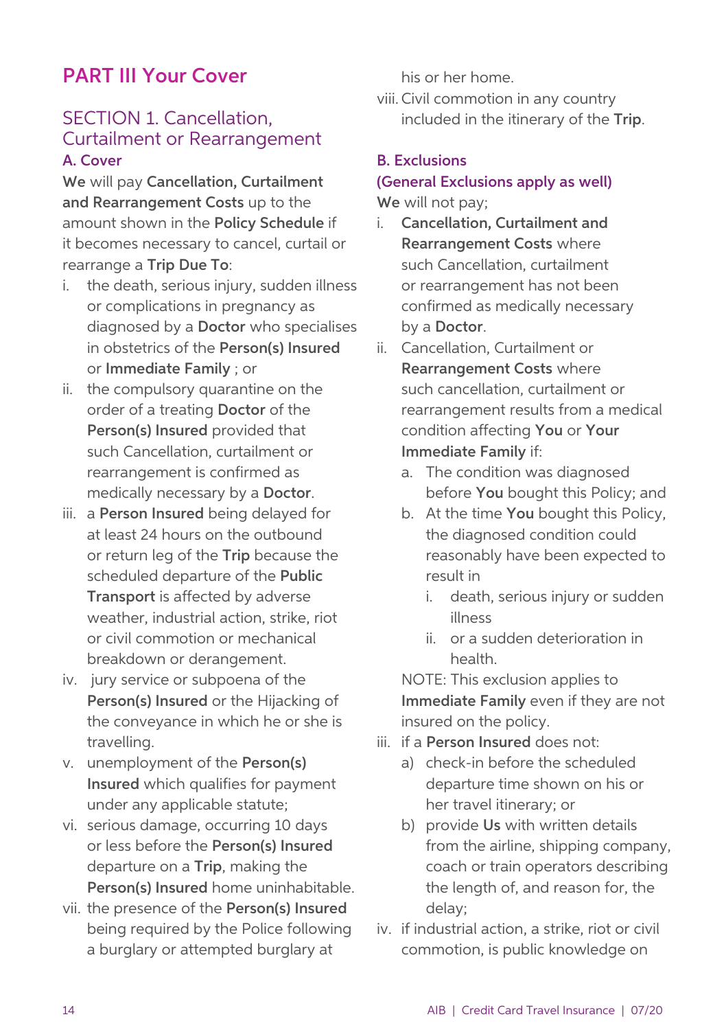# PART III Your Cover

## SECTION 1. Cancellation, Curtailment or Rearrangement

### A. Cover

**We** will pay **Cancellation, Curtailment and Rearrangement Costs** up to the amount shown in the **Policy Schedule** if it becomes necessary to cancel, curtail or rearrange a **Trip Due To**:

i. the death, serious injury, sudden illness or complications in pregnancy as diagnosed by a **Doctor** who specialises in obstetrics of the **Person(s) Insured** or **Immediate Family** ; or

ii. the compulsory quarantine on the order of a treating **Doctor** of the **Person(s) Insured** provided that such Cancellation, curtailment or rearrangement is confirmed as medically necessary by a **Doctor**.

iii. a **Person Insured** being delayed for at least 24 hours on the outbound or return leg of the **Trip** because the scheduled departure of the **Public Transport** is affected by adverse weather, industrial action, strike, riot or civil commotion or mechanical breakdown or derangement.

iv. jury service or subpoena of the **Person(s) Insured** or the Hijacking of the conveyance in which he or she is travelling.

v. unemployment of the **Person(s) Insured** which qualifies for payment under any applicable statute;

vi. serious damage, occurring 10 days or less before the **Person(s) Insured** departure on a **Trip**, making the **Person(s) Insured** home uninhabitable.

vii. the presence of the **Person(s) Insured** being required by the Police following a burglary or attempted burglary at his or her home.

viii. Civil commotion in any country included in the itinerary of the **Trip**.

### B. Exclusions

**(General Exclusions apply as well)**

**We** will not pay;

i. **Cancellation, Curtailment and Rearrangement Costs** where such Cancellation, curtailment or rearrangement has not been confirmed as medically necessary by a **Doctor**.

ii. Cancellation, Curtailment or **Rearrangement Costs** where such cancellation, curtailment or rearrangement results from a medical condition affecting **You** or **Your Immediate Family** if:

   a. The condition was diagnosed before **You** bought this Policy; and

   b. At the time **You** bought this Policy, the diagnosed condition could reasonably have been expected to result in

      i. death, serious injury or sudden illness

      ii. or a sudden deterioration in health.

   NOTE: This exclusion applies to **Immediate Family** even if they are not insured on the policy.

iii. if a **Person Insured** does not:

   a) check-in before the scheduled departure time shown on his or her travel itinerary; or

   b) provide **Us** with written details from the airline, shipping company, coach or train operators describing the length of, and reason for, the delay;

iv. if industrial action, a strike, riot or civil commotion, is public knowledge on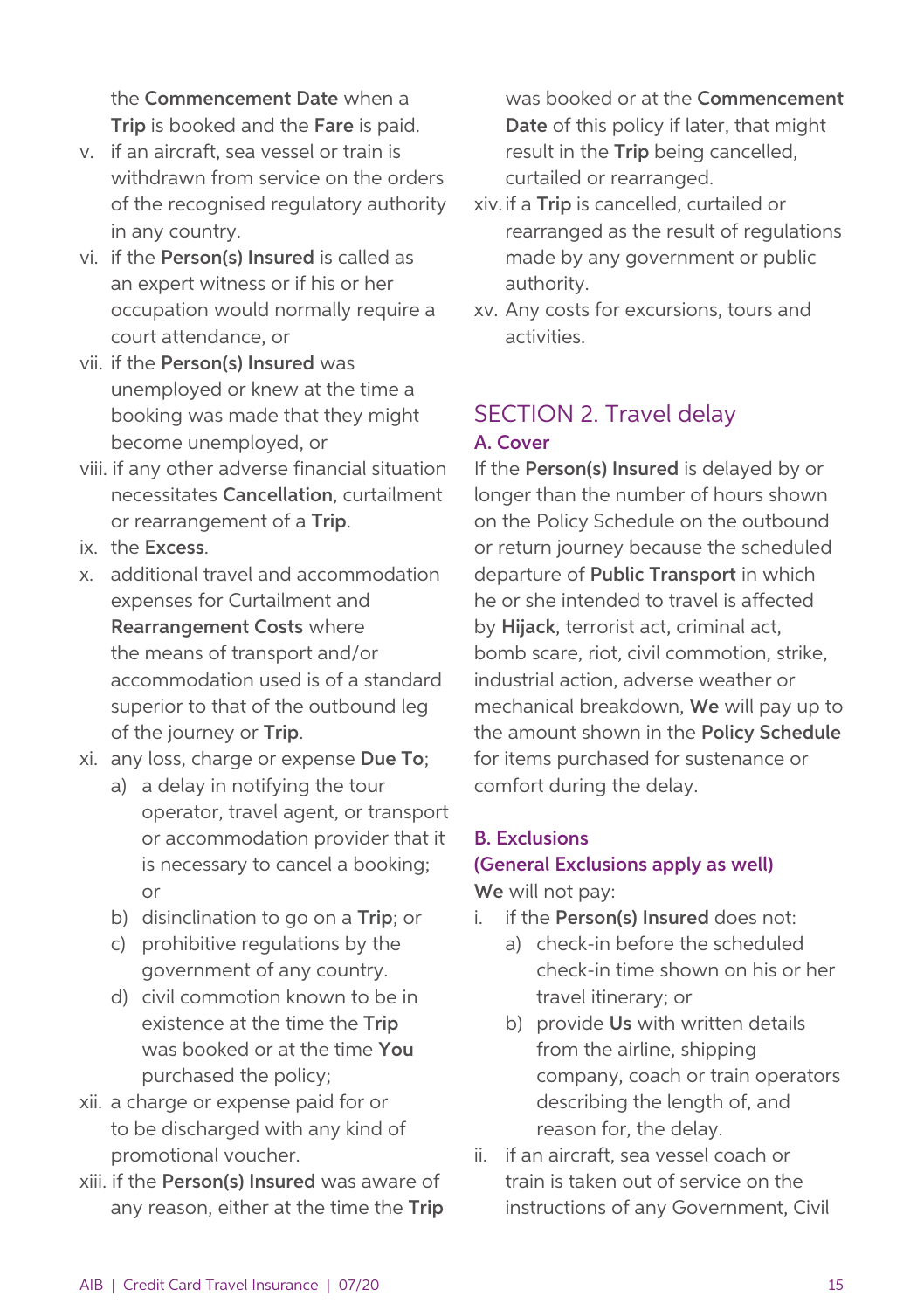the **Commencement Date** when a **Trip** is booked and the **Fare** is paid.

v. if an aircraft, sea vessel or train is withdrawn from service on the orders of the recognised regulatory authority in any country.

vi. if the **Person(s) Insured** is called as an expert witness or if his or her occupation would normally require a court attendance, or

vii. if the **Person(s) Insured** was unemployed or knew at the time a booking was made that they might become unemployed, or

viii. if any other adverse financial situation necessitates **Cancellation**, curtailment or rearrangement of a **Trip**.

ix. the **Excess**.

x. additional travel and accommodation expenses for Curtailment and **Rearrangement Costs** where the means of transport and/or accommodation used is of a standard superior to that of the outbound leg of the journey or **Trip**.

xi. any loss, charge or expense **Due To**;
   a) a delay in notifying the tour operator, travel agent, or transport or accommodation provider that it is necessary to cancel a booking; or
   b) disinclination to go on a **Trip**; or
   c) prohibitive regulations by the government of any country.
   d) civil commotion known to be in existence at the time the **Trip** was booked or at the time **You** purchased the policy;

xii. a charge or expense paid for or to be discharged with any kind of promotional voucher.

xiii. if the **Person(s) Insured** was aware of any reason, either at the time the **Trip** was booked or at the **Commencement Date** of this policy if later, that might result in the **Trip** being cancelled, curtailed or rearranged.

xiv. if a **Trip** is cancelled, curtailed or rearranged as the result of regulations made by any government or public authority.

xv. Any costs for excursions, tours and activities.

## SECTION 2. Travel delay

### A. Cover

If the **Person(s) Insured** is delayed by or longer than the number of hours shown on the Policy Schedule on the outbound or return journey because the scheduled departure of **Public Transport** in which he or she intended to travel is affected by **Hijack**, terrorist act, criminal act, bomb scare, riot, civil commotion, strike, industrial action, adverse weather or mechanical breakdown, **We** will pay up to the amount shown in the **Policy Schedule** for items purchased for sustenance or comfort during the delay.

### B. Exclusions
### (General Exclusions apply as well)

**We** will not pay:

i. if the **Person(s) Insured** does not:
   a) check-in before the scheduled check-in time shown on his or her travel itinerary; or
   b) provide **Us** with written details from the airline, shipping company, coach or train operators describing the length of, and reason for, the delay.

ii. if an aircraft, sea vessel coach or train is taken out of service on the instructions of any Government, Civil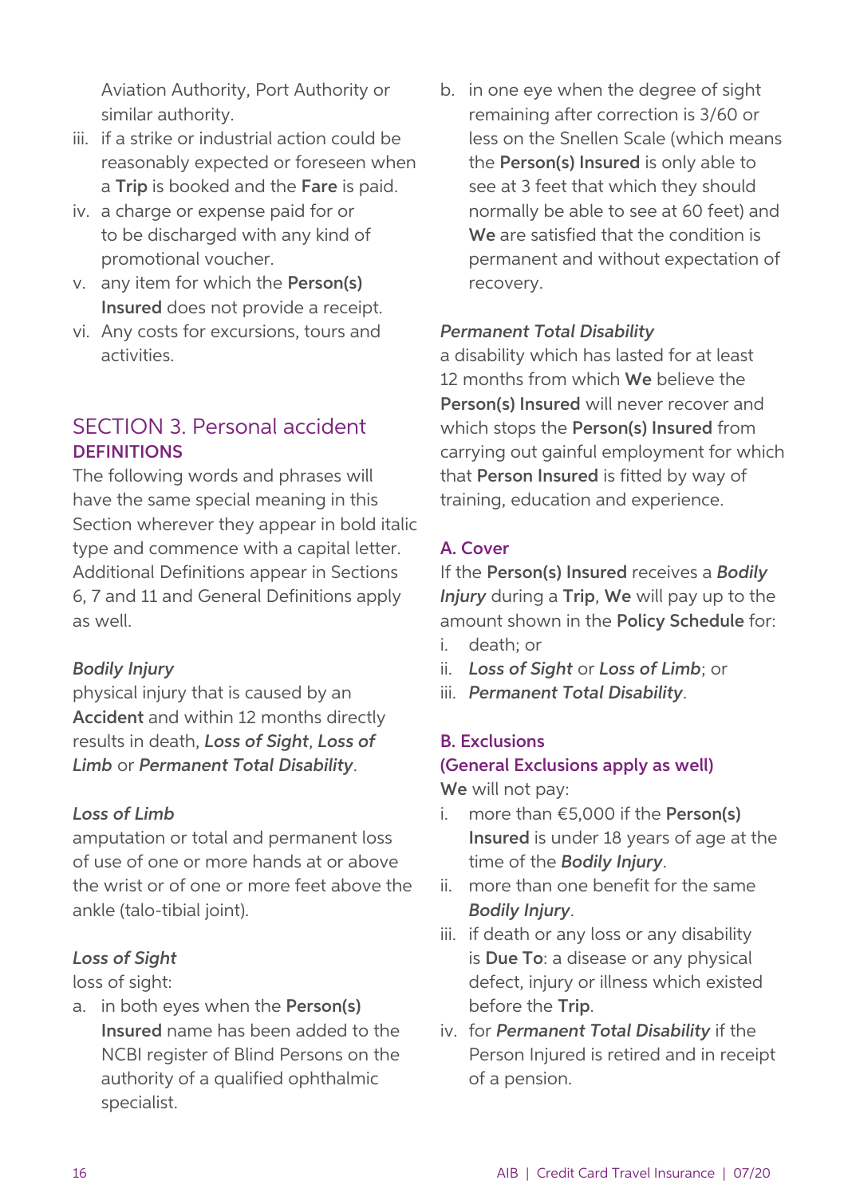Aviation Authority, Port Authority or similar authority.

iii. if a strike or industrial action could be reasonably expected or foreseen when a **Trip** is booked and the **Fare** is paid.

iv. a charge or expense paid for or to be discharged with any kind of promotional voucher.

v. any item for which the **Person(s) Insured** does not provide a receipt.

vi. Any costs for excursions, tours and activities.

## SECTION 3. Personal accident

### DEFINITIONS

The following words and phrases will have the same special meaning in this Section wherever they appear in bold italic type and commence with a capital letter. Additional Definitions appear in Sections 6, 7 and 11 and General Definitions apply as well.

*Bodily Injury*

physical injury that is caused by an **Accident** and within 12 months directly results in death, ***Loss of Sight***, ***Loss of Limb*** or ***Permanent Total Disability***.

*Loss of Limb*

amputation or total and permanent loss of use of one or more hands at or above the wrist or of one or more feet above the ankle (talo-tibial joint).

*Loss of Sight*

loss of sight:

a. in both eyes when the **Person(s) Insured** name has been added to the NCBI register of Blind Persons on the authority of a qualified ophthalmic specialist.

b. in one eye when the degree of sight remaining after correction is 3/60 or less on the Snellen Scale (which means the **Person(s) Insured** is only able to see at 3 feet that which they should normally be able to see at 60 feet) and **We** are satisfied that the condition is permanent and without expectation of recovery.

*Permanent Total Disability*

a disability which has lasted for at least 12 months from which **We** believe the **Person(s) Insured** will never recover and which stops the **Person(s) Insured** from carrying out gainful employment for which that **Person Insured** is fitted by way of training, education and experience.

### A. Cover

If the **Person(s) Insured** receives a ***Bodily Injury*** during a **Trip**, **We** will pay up to the amount shown in the **Policy Schedule** for:

i. death; or

ii. ***Loss of Sight*** or ***Loss of Limb***; or

iii. ***Permanent Total Disability***.

### B. Exclusions (General Exclusions apply as well)

**We** will not pay:

i. more than €5,000 if the **Person(s) Insured** is under 18 years of age at the time of the ***Bodily Injury***.

ii. more than one benefit for the same ***Bodily Injury***.

iii. if death or any loss or any disability is **Due To**: a disease or any physical defect, injury or illness which existed before the **Trip**.

iv. for ***Permanent Total Disability*** if the Person Injured is retired and in receipt of a pension.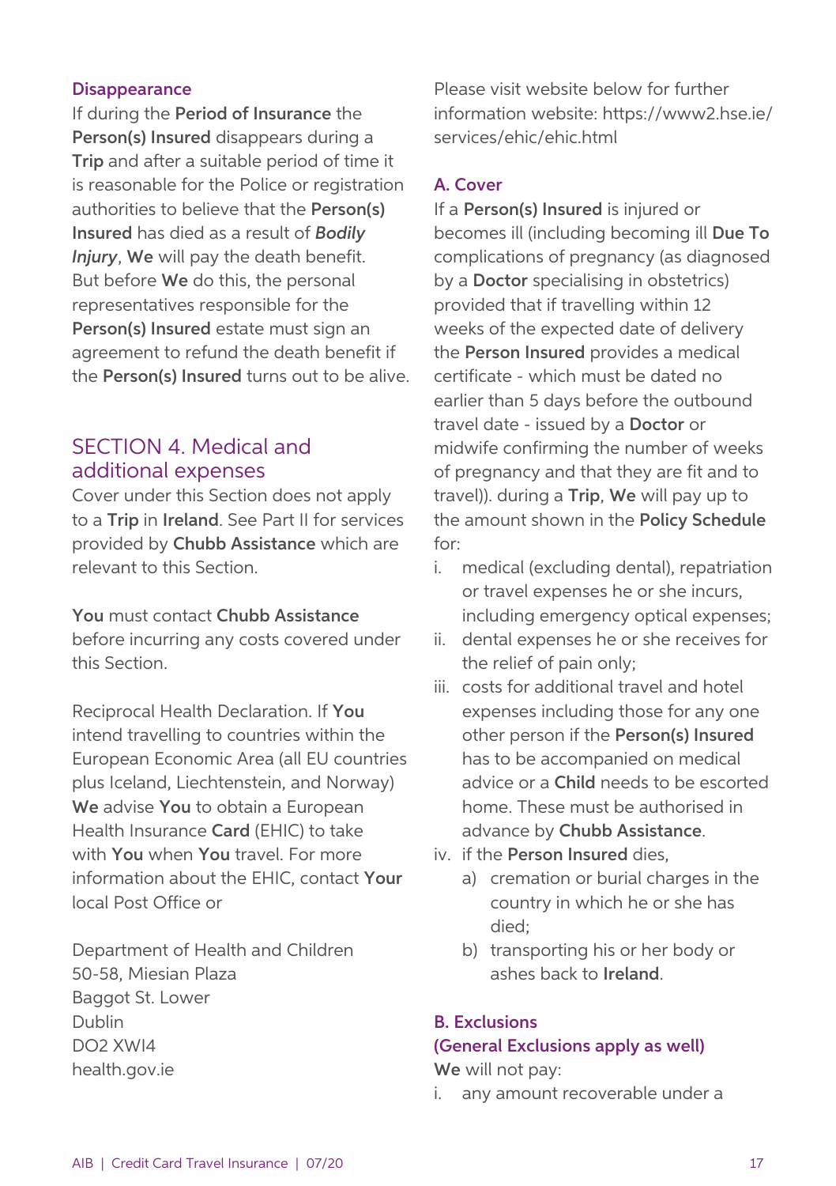### Disappearance

If during the **Period of Insurance** the **Person(s) Insured** disappears during a **Trip** and after a suitable period of time it is reasonable for the Police or registration authorities to believe that the **Person(s) Insured** has died as a result of ***Bodily Injury***, **We** will pay the death benefit. But before **We** do this, the personal representatives responsible for the **Person(s) Insured** estate must sign an agreement to refund the death benefit if the **Person(s) Insured** turns out to be alive.

## SECTION 4. Medical and additional expenses

Cover under this Section does not apply to a **Trip** in **Ireland**. See Part II for services provided by **Chubb Assistance** which are relevant to this Section.

**You** must contact **Chubb Assistance** before incurring any costs covered under this Section.

Reciprocal Health Declaration. If **You** intend travelling to countries within the European Economic Area (all EU countries plus Iceland, Liechtenstein, and Norway) **We** advise **You** to obtain a European Health Insurance **Card** (EHIC) to take with **You** when **You** travel. For more information about the EHIC, contact **Your** local Post Office or

Department of Health and Children
50-58, Miesian Plaza
Baggot St. Lower
Dublin
DO2 XWI4
health.gov.ie

Please visit website below for further information website: https://www2.hse.ie/services/ehic/ehic.html

### A. Cover

If a **Person(s) Insured** is injured or becomes ill (including becoming ill **Due To** complications of pregnancy (as diagnosed by a **Doctor** specialising in obstetrics) provided that if travelling within 12 weeks of the expected date of delivery the **Person Insured** provides a medical certificate - which must be dated no earlier than 5 days before the outbound travel date - issued by a **Doctor** or midwife confirming the number of weeks of pregnancy and that they are fit and to travel)). during a **Trip**, **We** will pay up to the amount shown in the **Policy Schedule** for:

i. medical (excluding dental), repatriation or travel expenses he or she incurs, including emergency optical expenses;
ii. dental expenses he or she receives for the relief of pain only;
iii. costs for additional travel and hotel expenses including those for any one other person if the **Person(s) Insured** has to be accompanied on medical advice or a **Child** needs to be escorted home. These must be authorised in advance by **Chubb Assistance**.
iv. if the **Person Insured** dies,
   a) cremation or burial charges in the country in which he or she has died;
   b) transporting his or her body or ashes back to **Ireland**.

### B. Exclusions
### (General Exclusions apply as well)

**We** will not pay:

i. any amount recoverable under a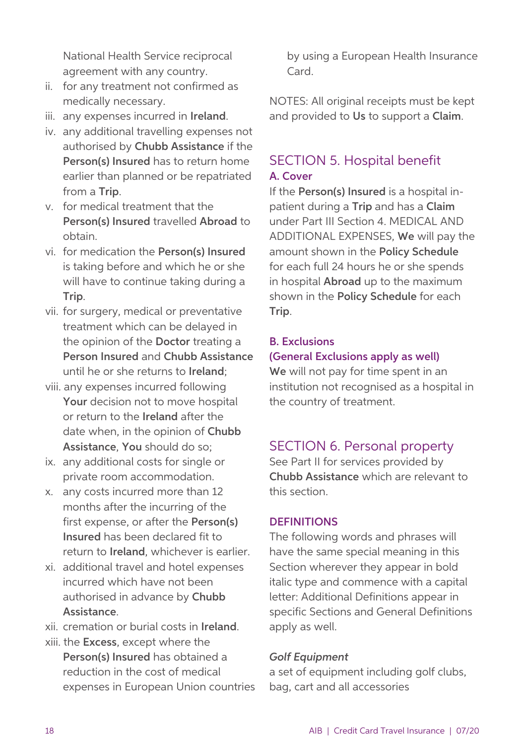National Health Service reciprocal agreement with any country.

ii. for any treatment not confirmed as medically necessary.
iii. any expenses incurred in **Ireland**.
iv. any additional travelling expenses not authorised by **Chubb Assistance** if the **Person(s) Insured** has to return home earlier than planned or be repatriated from a **Trip**.
v. for medical treatment that the **Person(s) Insured** travelled **Abroad** to obtain.
vi. for medication the **Person(s) Insured** is taking before and which he or she will have to continue taking during a **Trip**.
vii. for surgery, medical or preventative treatment which can be delayed in the opinion of the **Doctor** treating a **Person Insured** and **Chubb Assistance** until he or she returns to **Ireland**;
viii. any expenses incurred following **Your** decision not to move hospital or return to the **Ireland** after the date when, in the opinion of **Chubb Assistance**, **You** should do so;
ix. any additional costs for single or private room accommodation.
x. any costs incurred more than 12 months after the incurring of the first expense, or after the **Person(s) Insured** has been declared fit to return to **Ireland**, whichever is earlier.
xi. additional travel and hotel expenses incurred which have not been authorised in advance by **Chubb Assistance**.
xii. cremation or burial costs in **Ireland**.
xiii. the **Excess**, except where the **Person(s) Insured** has obtained a reduction in the cost of medical expenses in European Union countries by using a European Health Insurance Card.

NOTES: All original receipts must be kept and provided to **Us** to support a **Claim**.

## SECTION 5. Hospital benefit

### A. Cover

If the **Person(s) Insured** is a hospital in-patient during a **Trip** and has a **Claim** under Part III Section 4. MEDICAL AND ADDITIONAL EXPENSES, **We** will pay the amount shown in the **Policy Schedule** for each full 24 hours he or she spends in hospital **Abroad** up to the maximum shown in the **Policy Schedule** for each **Trip**.

### B. Exclusions
### (General Exclusions apply as well)

**We** will not pay for time spent in an institution not recognised as a hospital in the country of treatment.

## SECTION 6. Personal property

See Part II for services provided by **Chubb Assistance** which are relevant to this section.

### DEFINITIONS

The following words and phrases will have the same special meaning in this Section wherever they appear in bold italic type and commence with a capital letter: Additional Definitions appear in specific Sections and General Definitions apply as well.

***Golf Equipment***

a set of equipment including golf clubs, bag, cart and all accessories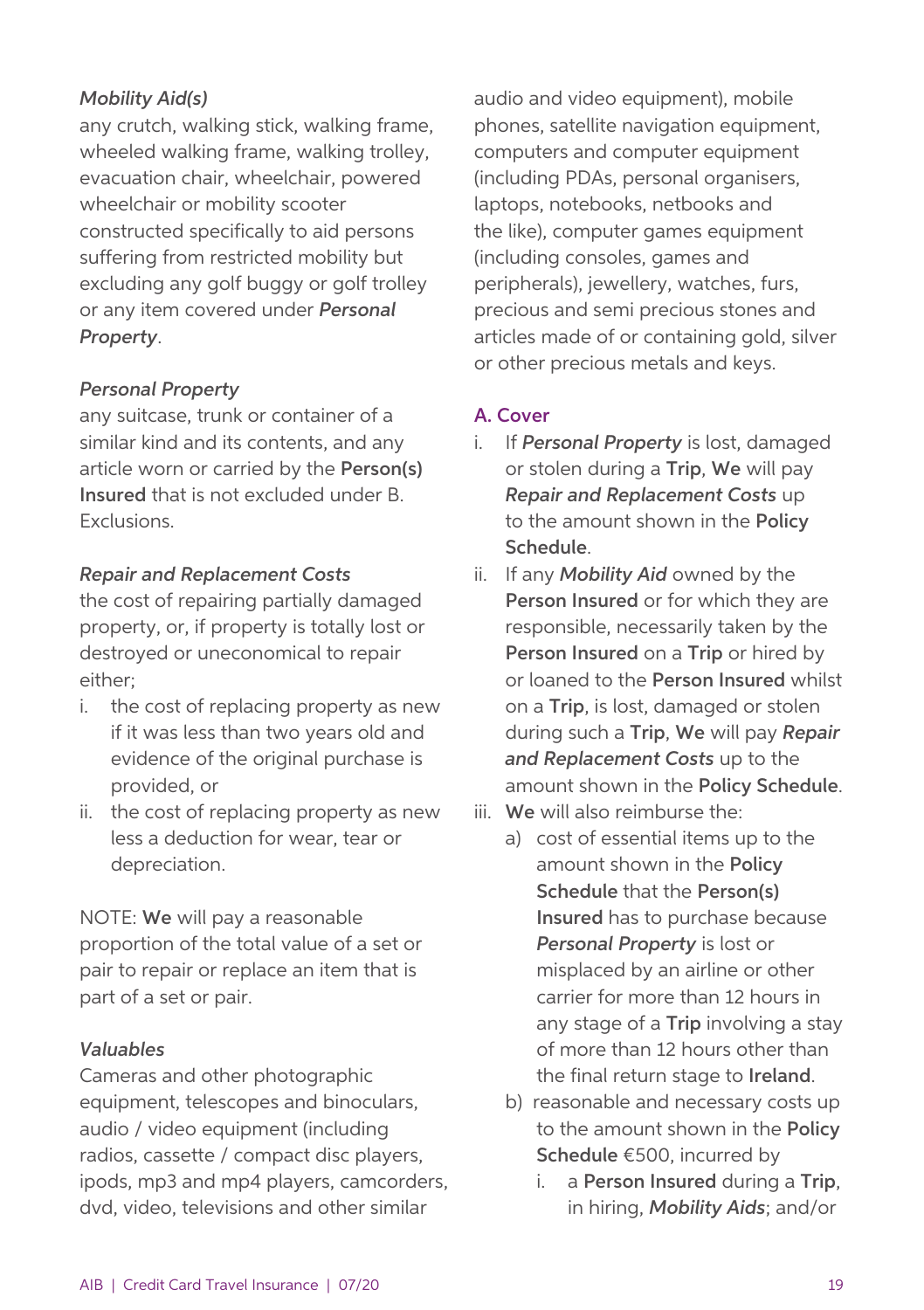*Mobility Aid(s)*
any crutch, walking stick, walking frame, wheeled walking frame, walking trolley, evacuation chair, wheelchair, powered wheelchair or mobility scooter constructed specifically to aid persons suffering from restricted mobility but excluding any golf buggy or golf trolley or any item covered under ***Personal Property***.

*Personal Property*
any suitcase, trunk or container of a similar kind and its contents, and any article worn or carried by the **Person(s) Insured** that is not excluded under B. Exclusions.

*Repair and Replacement Costs*
the cost of repairing partially damaged property, or, if property is totally lost or destroyed or uneconomical to repair either;

i. the cost of replacing property as new if it was less than two years old and evidence of the original purchase is provided, or
ii. the cost of replacing property as new less a deduction for wear, tear or depreciation.

NOTE: **We** will pay a reasonable proportion of the total value of a set or pair to repair or replace an item that is part of a set or pair.

*Valuables*
Cameras and other photographic equipment, telescopes and binoculars, audio / video equipment (including radios, cassette / compact disc players, ipods, mp3 and mp4 players, camcorders, dvd, video, televisions and other similar audio and video equipment), mobile phones, satellite navigation equipment, computers and computer equipment (including PDAs, personal organisers, laptops, notebooks, netbooks and the like), computer games equipment (including consoles, games and peripherals), jewellery, watches, furs, precious and semi precious stones and articles made of or containing gold, silver or other precious metals and keys.

### A. Cover

i. If ***Personal Property*** is lost, damaged or stolen during a **Trip**, **We** will pay ***Repair and Replacement Costs*** up to the amount shown in the **Policy Schedule**.
ii. If any ***Mobility Aid*** owned by the **Person Insured** or for which they are responsible, necessarily taken by the **Person Insured** on a **Trip** or hired by or loaned to the **Person Insured** whilst on a **Trip**, is lost, damaged or stolen during such a **Trip**, **We** will pay ***Repair and Replacement Costs*** up to the amount shown in the **Policy Schedule**.
iii. **We** will also reimburse the:
    a) cost of essential items up to the amount shown in the **Policy Schedule** that the **Person(s) Insured** has to purchase because ***Personal Property*** is lost or misplaced by an airline or other carrier for more than 12 hours in any stage of a **Trip** involving a stay of more than 12 hours other than the final return stage to **Ireland**.
    b) reasonable and necessary costs up to the amount shown in the **Policy Schedule** €500, incurred by
        i. a **Person Insured** during a **Trip**, in hiring, ***Mobility Aids***; and/or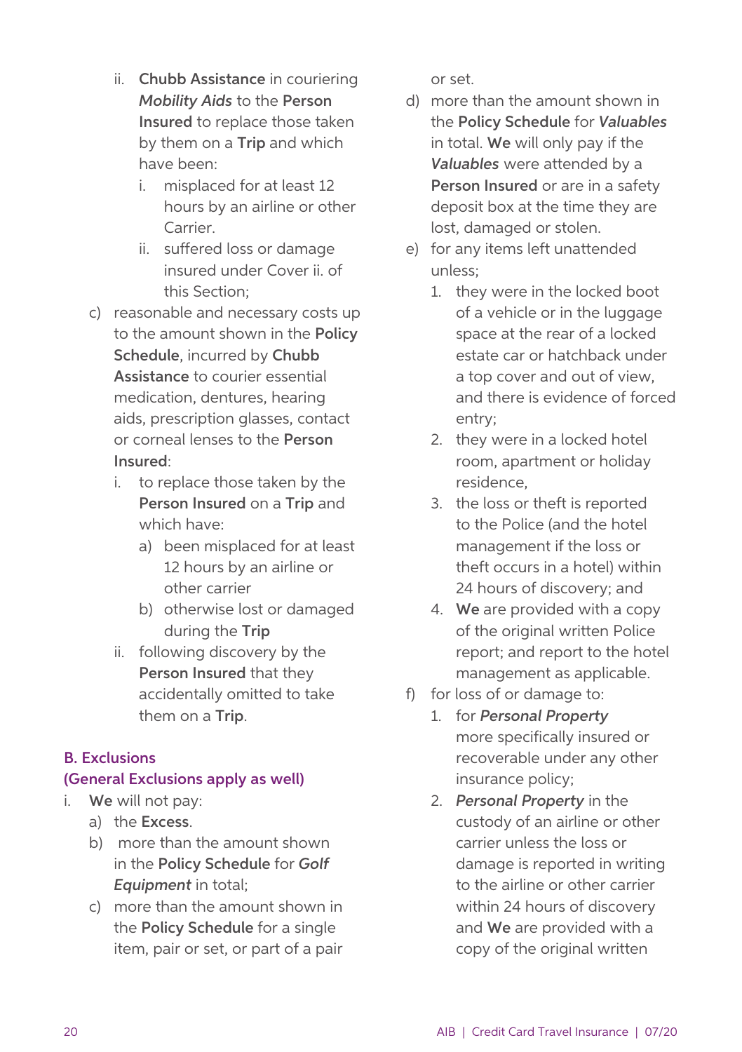ii. **Chubb Assistance** in couriering ***Mobility Aids*** to the **Person Insured** to replace those taken by them on a **Trip** and which have been:
   i. misplaced for at least 12 hours by an airline or other Carrier.
   ii. suffered loss or damage insured under Cover ii. of this Section;

c) reasonable and necessary costs up to the amount shown in the **Policy Schedule**, incurred by **Chubb Assistance** to courier essential medication, dentures, hearing aids, prescription glasses, contact or corneal lenses to the **Person Insured**:
   i. to replace those taken by the **Person Insured** on a **Trip** and which have:
      a) been misplaced for at least 12 hours by an airline or other carrier
      b) otherwise lost or damaged during the **Trip**
   ii. following discovery by the **Person Insured** that they accidentally omitted to take them on a **Trip**.

**B. Exclusions**
**(General Exclusions apply as well)**

i. **We** will not pay:
   a) the **Excess**.
   b) more than the amount shown in the **Policy Schedule** for ***Golf Equipment*** in total;
   c) more than the amount shown in the **Policy Schedule** for a single item, pair or set, or part of a pair or set.
   d) more than the amount shown in the **Policy Schedule** for ***Valuables*** in total. **We** will only pay if the ***Valuables*** were attended by a **Person Insured** or are in a safety deposit box at the time they are lost, damaged or stolen.
   e) for any items left unattended unless;
      1. they were in the locked boot of a vehicle or in the luggage space at the rear of a locked estate car or hatchback under a top cover and out of view, and there is evidence of forced entry;
      2. they were in a locked hotel room, apartment or holiday residence,
      3. the loss or theft is reported to the Police (and the hotel management if the loss or theft occurs in a hotel) within 24 hours of discovery; and
      4. **We** are provided with a copy of the original written Police report; and report to the hotel management as applicable.
   f) for loss of or damage to:
      1. for ***Personal Property*** more specifically insured or recoverable under any other insurance policy;
      2. ***Personal Property*** in the custody of an airline or other carrier unless the loss or damage is reported in writing to the airline or other carrier within 24 hours of discovery and **We** are provided with a copy of the original written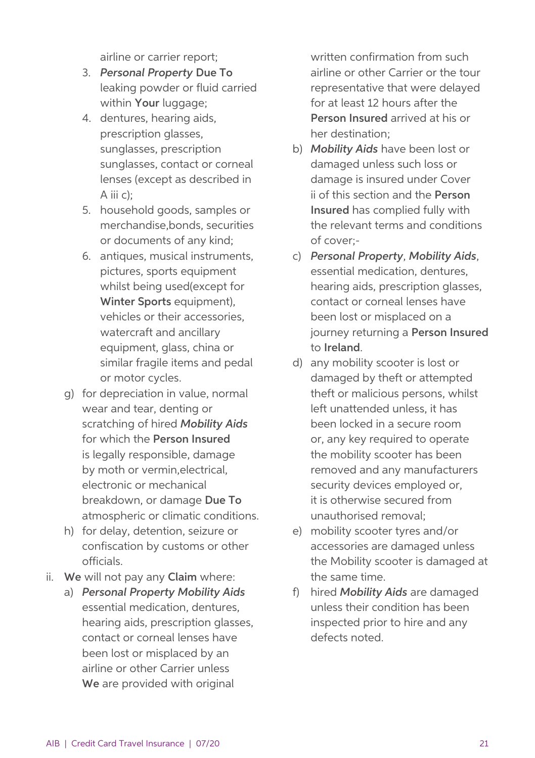airline or carrier report;

3. *Personal Property* **Due To** leaking powder or fluid carried within **Your** luggage;
4. dentures, hearing aids, prescription glasses, sunglasses, prescription sunglasses, contact or corneal lenses (except as described in A iii c);
5. household goods, samples or merchandise,bonds, securities or documents of any kind;
6. antiques, musical instruments, pictures, sports equipment whilst being used(except for **Winter Sports** equipment), vehicles or their accessories, watercraft and ancillary equipment, glass, china or similar fragile items and pedal or motor cycles.

g) for depreciation in value, normal wear and tear, denting or scratching of hired ***Mobility Aids*** for which the **Person Insured** is legally responsible, damage by moth or vermin,electrical, electronic or mechanical breakdown, or damage **Due To** atmospheric or climatic conditions.

h) for delay, detention, seizure or confiscation by customs or other officials.

ii. **We** will not pay any **Claim** where:

a) *Personal Property* ***Mobility Aids*** essential medication, dentures, hearing aids, prescription glasses, contact or corneal lenses have been lost or misplaced by an airline or other Carrier unless **We** are provided with original written confirmation from such airline or other Carrier or the tour representative that were delayed for at least 12 hours after the **Person Insured** arrived at his or her destination;

b) ***Mobility Aids*** have been lost or damaged unless such loss or damage is insured under Cover ii of this section and the **Person Insured** has complied fully with the relevant terms and conditions of cover;-

c) *Personal Property*, ***Mobility Aids***, essential medication, dentures, hearing aids, prescription glasses, contact or corneal lenses have been lost or misplaced on a journey returning a **Person Insured** to **Ireland**.

d) any mobility scooter is lost or damaged by theft or attempted theft or malicious persons, whilst left unattended unless, it has been locked in a secure room or, any key required to operate the mobility scooter has been removed and any manufacturers security devices employed or, it is otherwise secured from unauthorised removal;

e) mobility scooter tyres and/or accessories are damaged unless the Mobility scooter is damaged at the same time.

f) hired ***Mobility Aids*** are damaged unless their condition has been inspected prior to hire and any defects noted.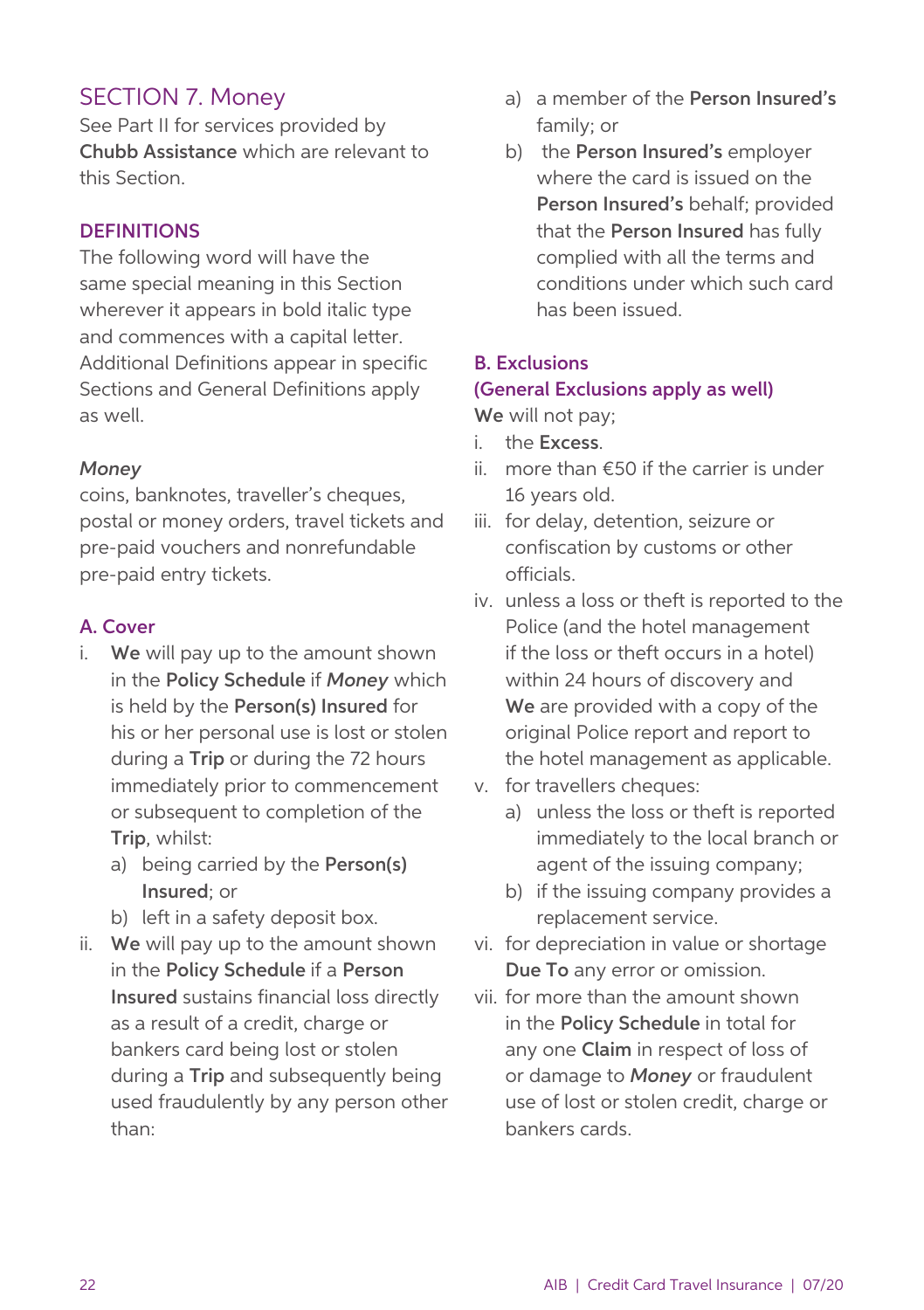## SECTION 7. Money

See Part II for services provided by **Chubb Assistance** which are relevant to this Section.

### DEFINITIONS

The following word will have the same special meaning in this Section wherever it appears in bold italic type and commences with a capital letter. Additional Definitions appear in specific Sections and General Definitions apply as well.

***Money***
coins, banknotes, traveller's cheques, postal or money orders, travel tickets and pre-paid vouchers and nonrefundable pre-paid entry tickets.

### A. Cover

i. **We** will pay up to the amount shown in the **Policy Schedule** if ***Money*** which is held by the **Person(s) Insured** for his or her personal use is lost or stolen during a **Trip** or during the 72 hours immediately prior to commencement or subsequent to completion of the **Trip**, whilst:
   a) being carried by the **Person(s) Insured**; or
   b) left in a safety deposit box.

ii. **We** will pay up to the amount shown in the **Policy Schedule** if a **Person Insured** sustains financial loss directly as a result of a credit, charge or bankers card being lost or stolen during a **Trip** and subsequently being used fraudulently by any person other than:
   a) a member of the **Person Insured's** family; or
   b) the **Person Insured's** employer where the card is issued on the **Person Insured's** behalf; provided that the **Person Insured** has fully complied with all the terms and conditions under which such card has been issued.

### B. Exclusions
### (General Exclusions apply as well)

**We** will not pay;

i. the **Excess**.

ii. more than €50 if the carrier is under 16 years old.

iii. for delay, detention, seizure or confiscation by customs or other officials.

iv. unless a loss or theft is reported to the Police (and the hotel management if the loss or theft occurs in a hotel) within 24 hours of discovery and **We** are provided with a copy of the original Police report and report to the hotel management as applicable.

v. for travellers cheques:
   a) unless the loss or theft is reported immediately to the local branch or agent of the issuing company;
   b) if the issuing company provides a replacement service.

vi. for depreciation in value or shortage **Due To** any error or omission.

vii. for more than the amount shown in the **Policy Schedule** in total for any one **Claim** in respect of loss of or damage to ***Money*** or fraudulent use of lost or stolen credit, charge or bankers cards.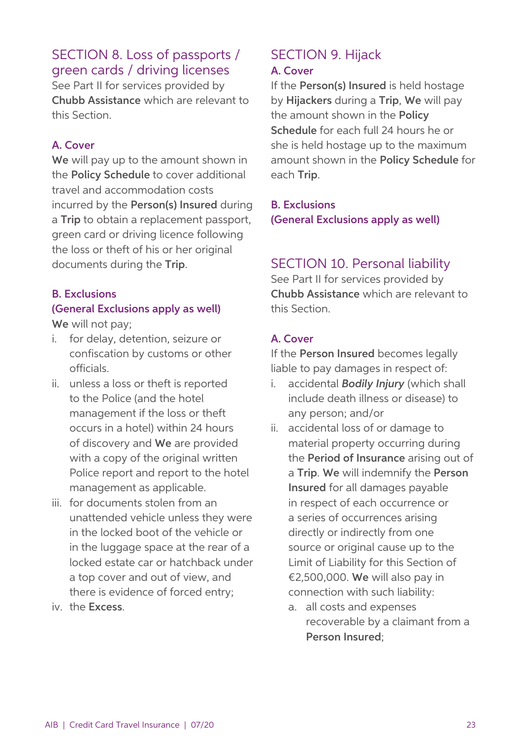## SECTION 8. Loss of passports / green cards / driving licenses

See Part II for services provided by **Chubb Assistance** which are relevant to this Section.

### A. Cover

**We** will pay up to the amount shown in the **Policy Schedule** to cover additional travel and accommodation costs incurred by the **Person(s) Insured** during a **Trip** to obtain a replacement passport, green card or driving licence following the loss or theft of his or her original documents during the **Trip**.

### B. Exclusions
### (General Exclusions apply as well)

**We** will not pay;

i. for delay, detention, seizure or confiscation by customs or other officials.
ii. unless a loss or theft is reported to the Police (and the hotel management if the loss or theft occurs in a hotel) within 24 hours of discovery and **We** are provided with a copy of the original written Police report and report to the hotel management as applicable.
iii. for documents stolen from an unattended vehicle unless they were in the locked boot of the vehicle or in the luggage space at the rear of a locked estate car or hatchback under a top cover and out of view, and there is evidence of forced entry;
iv. the **Excess**.

## SECTION 9. Hijack

### A. Cover

If the **Person(s) Insured** is held hostage by **Hijackers** during a **Trip**, **We** will pay the amount shown in the **Policy Schedule** for each full 24 hours he or she is held hostage up to the maximum amount shown in the **Policy Schedule** for each **Trip**.

### B. Exclusions
### (General Exclusions apply as well)

## SECTION 10. Personal liability

See Part II for services provided by **Chubb Assistance** which are relevant to this Section.

### A. Cover

If the **Person Insured** becomes legally liable to pay damages in respect of:

i. accidental ***Bodily Injury*** (which shall include death illness or disease) to any person; and/or
ii. accidental loss of or damage to material property occurring during the **Period of Insurance** arising out of a **Trip**. **We** will indemnify the **Person Insured** for all damages payable in respect of each occurrence or a series of occurrences arising directly or indirectly from one source or original cause up to the Limit of Liability for this Section of €2,500,000. **We** will also pay in connection with such liability:
    a. all costs and expenses recoverable by a claimant from a **Person Insured**;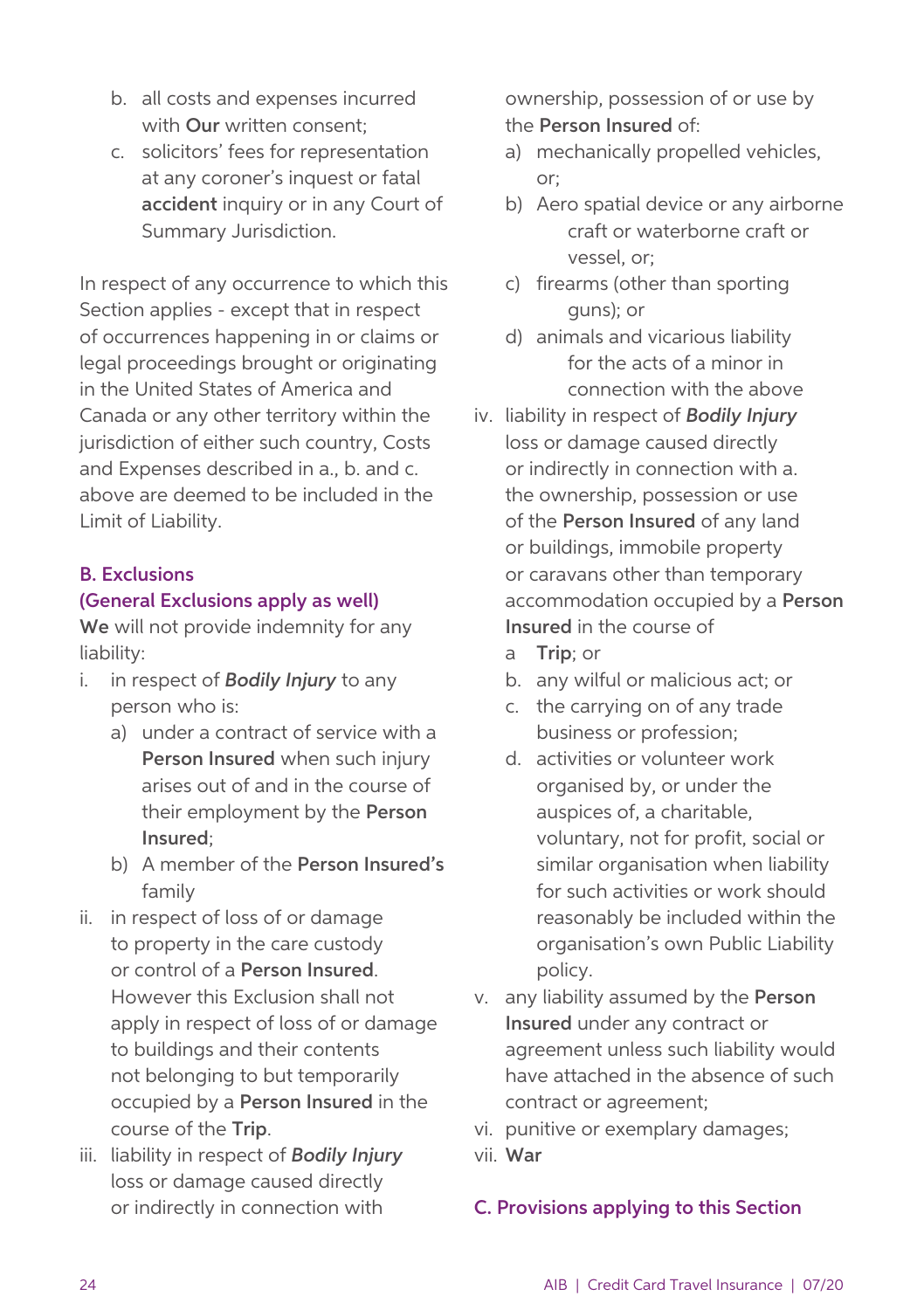b. all costs and expenses incurred with **Our** written consent;
c. solicitors' fees for representation at any coroner's inquest or fatal **accident** inquiry or in any Court of Summary Jurisdiction.

In respect of any occurrence to which this Section applies - except that in respect of occurrences happening in or claims or legal proceedings brought or originating in the United States of America and Canada or any other territory within the jurisdiction of either such country, Costs and Expenses described in a., b. and c. above are deemed to be included in the Limit of Liability.

### B. Exclusions
### (General Exclusions apply as well)

**We** will not provide indemnity for any liability:

i. in respect of ***Bodily Injury*** to any person who is:
   a) under a contract of service with a **Person Insured** when such injury arises out of and in the course of their employment by the **Person Insured**;
   b) A member of the **Person Insured's** family
ii. in respect of loss of or damage to property in the care custody or control of a **Person Insured**. However this Exclusion shall not apply in respect of loss of or damage to buildings and their contents not belonging to but temporarily occupied by a **Person Insured** in the course of the **Trip**.
iii. liability in respect of ***Bodily Injury*** loss or damage caused directly or indirectly in connection with ownership, possession of or use by the **Person Insured** of:
   a) mechanically propelled vehicles, or;
   b) Aero spatial device or any airborne craft or waterborne craft or vessel, or;
   c) firearms (other than sporting guns); or
   d) animals and vicarious liability for the acts of a minor in connection with the above
iv. liability in respect of ***Bodily Injury*** loss or damage caused directly or indirectly in connection with a. the ownership, possession or use of the **Person Insured** of any land or buildings, immobile property or caravans other than temporary accommodation occupied by a **Person Insured** in the course of
   a **Trip**; or
   b. any wilful or malicious act; or
   c. the carrying on of any trade business or profession;
   d. activities or volunteer work organised by, or under the auspices of, a charitable, voluntary, not for profit, social or similar organisation when liability for such activities or work should reasonably be included within the organisation's own Public Liability policy.
v. any liability assumed by the **Person Insured** under any contract or agreement unless such liability would have attached in the absence of such contract or agreement;
vi. punitive or exemplary damages;
vii. **War**

### C. Provisions applying to this Section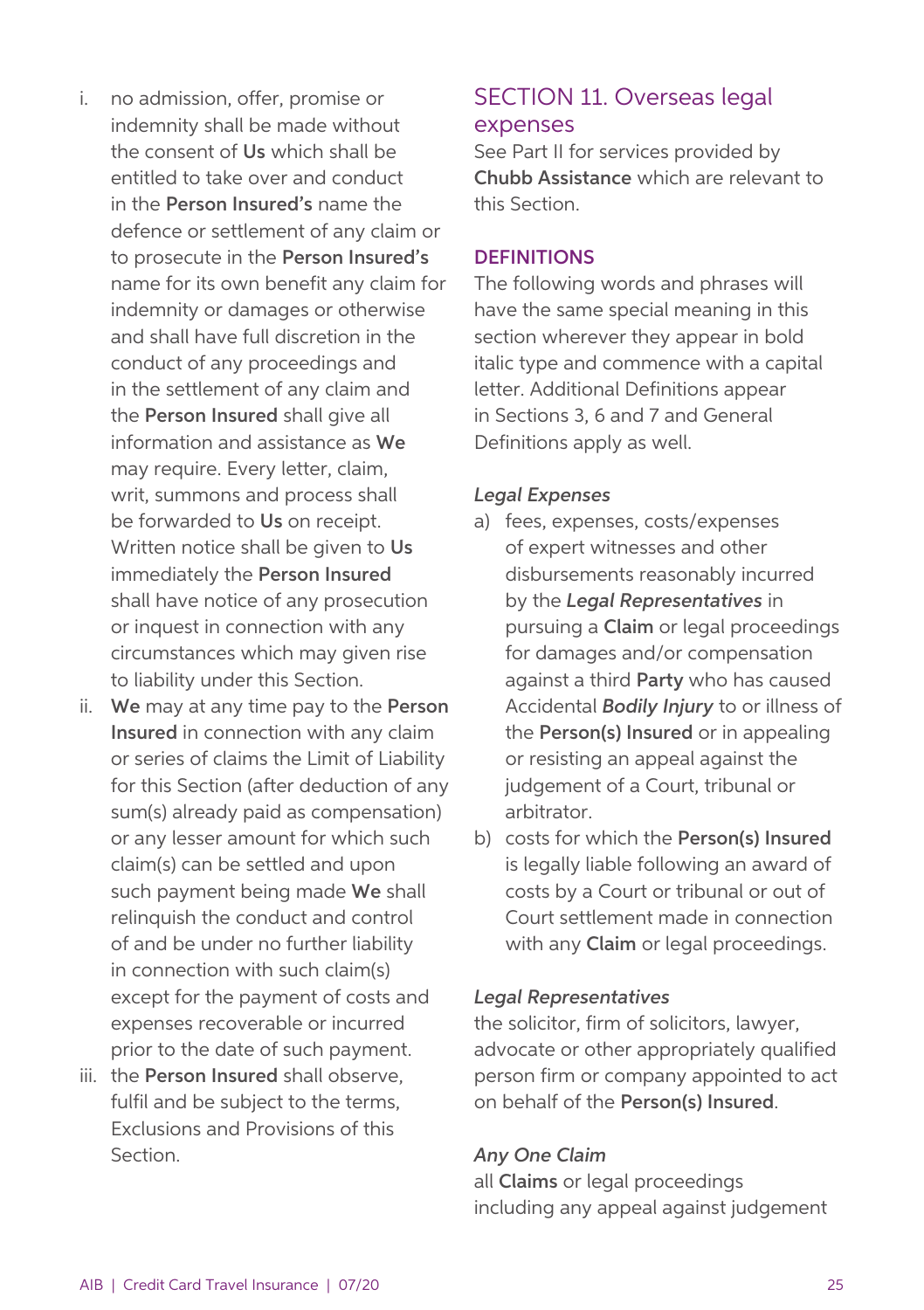i. no admission, offer, promise or indemnity shall be made without the consent of **Us** which shall be entitled to take over and conduct in the **Person Insured's** name the defence or settlement of any claim or to prosecute in the **Person Insured's** name for its own benefit any claim for indemnity or damages or otherwise and shall have full discretion in the conduct of any proceedings and in the settlement of any claim and the **Person Insured** shall give all information and assistance as **We** may require. Every letter, claim, writ, summons and process shall be forwarded to **Us** on receipt. Written notice shall be given to **Us** immediately the **Person Insured** shall have notice of any prosecution or inquest in connection with any circumstances which may given rise to liability under this Section.

ii. **We** may at any time pay to the **Person Insured** in connection with any claim or series of claims the Limit of Liability for this Section (after deduction of any sum(s) already paid as compensation) or any lesser amount for which such claim(s) can be settled and upon such payment being made **We** shall relinquish the conduct and control of and be under no further liability in connection with such claim(s) except for the payment of costs and expenses recoverable or incurred prior to the date of such payment.

iii. the **Person Insured** shall observe, fulfil and be subject to the terms, Exclusions and Provisions of this Section.

## SECTION 11. Overseas legal expenses

See Part II for services provided by **Chubb Assistance** which are relevant to this Section.

### DEFINITIONS

The following words and phrases will have the same special meaning in this section wherever they appear in bold italic type and commence with a capital letter. Additional Definitions appear in Sections 3, 6 and 7 and General Definitions apply as well.

*Legal Expenses*

a) fees, expenses, costs/expenses of expert witnesses and other disbursements reasonably incurred by the ***Legal Representatives*** in pursuing a **Claim** or legal proceedings for damages and/or compensation against a third **Party** who has caused Accidental ***Bodily Injury*** to or illness of the **Person(s) Insured** or in appealing or resisting an appeal against the judgement of a Court, tribunal or arbitrator.

b) costs for which the **Person(s) Insured** is legally liable following an award of costs by a Court or tribunal or out of Court settlement made in connection with any **Claim** or legal proceedings.

*Legal Representatives*

the solicitor, firm of solicitors, lawyer, advocate or other appropriately qualified person firm or company appointed to act on behalf of the **Person(s) Insured**.

*Any One Claim*

all **Claims** or legal proceedings including any appeal against judgement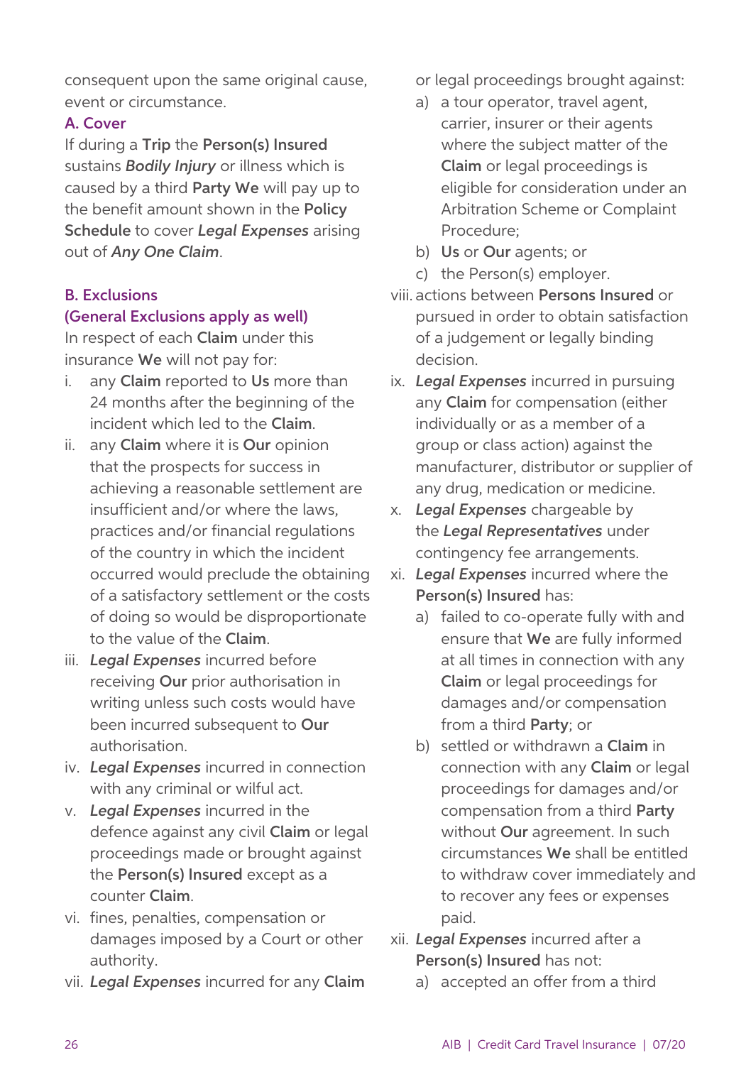consequent upon the same original cause, event or circumstance.

### A. Cover

If during a **Trip** the **Person(s) Insured** sustains ***Bodily Injury*** or illness which is caused by a third **Party We** will pay up to the benefit amount shown in the **Policy Schedule** to cover ***Legal Expenses*** arising out of ***Any One Claim***.

### B. Exclusions

### (General Exclusions apply as well)

In respect of each **Claim** under this insurance **We** will not pay for:

i. any **Claim** reported to **Us** more than 24 months after the beginning of the incident which led to the **Claim**.

ii. any **Claim** where it is **Our** opinion that the prospects for success in achieving a reasonable settlement are insufficient and/or where the laws, practices and/or financial regulations of the country in which the incident occurred would preclude the obtaining of a satisfactory settlement or the costs of doing so would be disproportionate to the value of the **Claim**.

iii. ***Legal Expenses*** incurred before receiving **Our** prior authorisation in writing unless such costs would have been incurred subsequent to **Our** authorisation.

iv. ***Legal Expenses*** incurred in connection with any criminal or wilful act.

v. ***Legal Expenses*** incurred in the defence against any civil **Claim** or legal proceedings made or brought against the **Person(s) Insured** except as a counter **Claim**.

vi. fines, penalties, compensation or damages imposed by a Court or other authority.

vii. ***Legal Expenses*** incurred for any **Claim** or legal proceedings brought against:
   a) a tour operator, travel agent, carrier, insurer or their agents where the subject matter of the **Claim** or legal proceedings is eligible for consideration under an Arbitration Scheme or Complaint Procedure;
   b) **Us** or **Our** agents; or
   c) the Person(s) employer.

viii. actions between **Persons Insured** or pursued in order to obtain satisfaction of a judgement or legally binding decision.

ix. ***Legal Expenses*** incurred in pursuing any **Claim** for compensation (either individually or as a member of a group or class action) against the manufacturer, distributor or supplier of any drug, medication or medicine.

x. ***Legal Expenses*** chargeable by the ***Legal Representatives*** under contingency fee arrangements.

xi. ***Legal Expenses*** incurred where the **Person(s) Insured** has:
   a) failed to co-operate fully with and ensure that **We** are fully informed at all times in connection with any **Claim** or legal proceedings for damages and/or compensation from a third **Party**; or
   b) settled or withdrawn a **Claim** in connection with any **Claim** or legal proceedings for damages and/or compensation from a third **Party** without **Our** agreement. In such circumstances **We** shall be entitled to withdraw cover immediately and to recover any fees or expenses paid.

xii. ***Legal Expenses*** incurred after a **Person(s) Insured** has not:
   a) accepted an offer from a third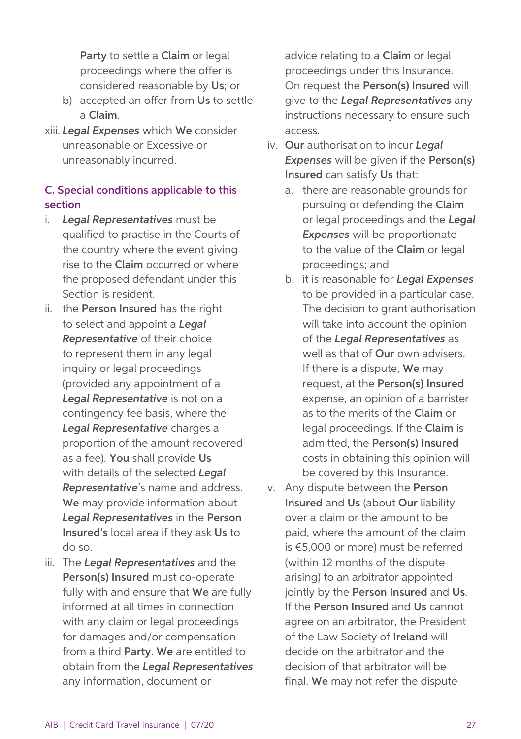**Party** to settle a **Claim** or legal proceedings where the offer is considered reasonable by **Us**; or

b) accepted an offer from **Us** to settle a **Claim**.

xiii. ***Legal Expenses*** which **We** consider unreasonable or Excessive or unreasonably incurred.

### C. Special conditions applicable to this section

i. ***Legal Representatives*** must be qualified to practise in the Courts of the country where the event giving rise to the **Claim** occurred or where the proposed defendant under this Section is resident.

ii. the **Person Insured** has the right to select and appoint a ***Legal Representative*** of their choice to represent them in any legal inquiry or legal proceedings (provided any appointment of a ***Legal Representative*** is not on a contingency fee basis, where the ***Legal Representative*** charges a proportion of the amount recovered as a fee). **You** shall provide **Us** with details of the selected ***Legal Representative***'s name and address. **We** may provide information about ***Legal Representatives*** in the **Person Insured's** local area if they ask **Us** to do so.

iii. The ***Legal Representatives*** and the **Person(s) Insured** must co-operate fully with and ensure that **We** are fully informed at all times in connection with any claim or legal proceedings for damages and/or compensation from a third **Party**. **We** are entitled to obtain from the ***Legal Representatives*** any information, document or advice relating to a **Claim** or legal proceedings under this Insurance. On request the **Person(s) Insured** will give to the ***Legal Representatives*** any instructions necessary to ensure such access.

iv. **Our** authorisation to incur ***Legal Expenses*** will be given if the **Person(s) Insured** can satisfy **Us** that:

   a. there are reasonable grounds for pursuing or defending the **Claim** or legal proceedings and the ***Legal Expenses*** will be proportionate to the value of the **Claim** or legal proceedings; and

   b. it is reasonable for ***Legal Expenses*** to be provided in a particular case. The decision to grant authorisation will take into account the opinion of the ***Legal Representatives*** as well as that of **Our** own advisers. If there is a dispute, **We** may request, at the **Person(s) Insured** expense, an opinion of a barrister as to the merits of the **Claim** or legal proceedings. If the **Claim** is admitted, the **Person(s) Insured** costs in obtaining this opinion will be covered by this Insurance.

v. Any dispute between the **Person Insured** and **Us** (about **Our** liability over a claim or the amount to be paid, where the amount of the claim is €5,000 or more) must be referred (within 12 months of the dispute arising) to an arbitrator appointed jointly by the **Person Insured** and **Us**. If the **Person Insured** and **Us** cannot agree on an arbitrator, the President of the Law Society of **Ireland** will decide on the arbitrator and the decision of that arbitrator will be final. **We** may not refer the dispute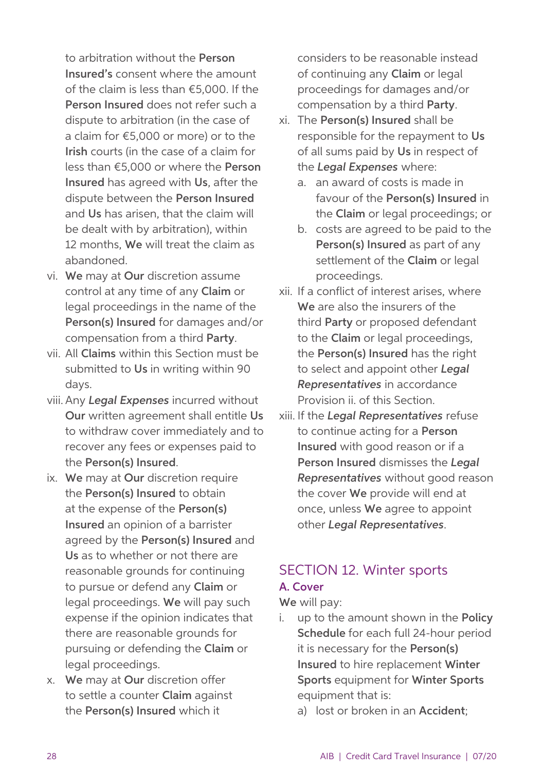to arbitration without the **Person Insured's** consent where the amount of the claim is less than €5,000. If the **Person Insured** does not refer such a dispute to arbitration (in the case of a claim for €5,000 or more) or to the **Irish** courts (in the case of a claim for less than €5,000 or where the **Person Insured** has agreed with **Us**, after the dispute between the **Person Insured** and **Us** has arisen, that the claim will be dealt with by arbitration), within 12 months, **We** will treat the claim as abandoned.

vi. **We** may at **Our** discretion assume control at any time of any **Claim** or legal proceedings in the name of the **Person(s) Insured** for damages and/or compensation from a third **Party**.

vii. All **Claims** within this Section must be submitted to **Us** in writing within 90 days.

viii. Any ***Legal Expenses*** incurred without **Our** written agreement shall entitle **Us** to withdraw cover immediately and to recover any fees or expenses paid to the **Person(s) Insured**.

ix. **We** may at **Our** discretion require the **Person(s) Insured** to obtain at the expense of the **Person(s) Insured** an opinion of a barrister agreed by the **Person(s) Insured** and **Us** as to whether or not there are reasonable grounds for continuing to pursue or defend any **Claim** or legal proceedings. **We** will pay such expense if the opinion indicates that there are reasonable grounds for pursuing or defending the **Claim** or legal proceedings.

x. **We** may at **Our** discretion offer to settle a counter **Claim** against the **Person(s) Insured** which it considers to be reasonable instead of continuing any **Claim** or legal proceedings for damages and/or compensation by a third **Party**.

xi. The **Person(s) Insured** shall be responsible for the repayment to **Us** of all sums paid by **Us** in respect of the ***Legal Expenses*** where:
   a. an award of costs is made in favour of the **Person(s) Insured** in the **Claim** or legal proceedings; or
   b. costs are agreed to be paid to the **Person(s) Insured** as part of any settlement of the **Claim** or legal proceedings.

xii. If a conflict of interest arises, where **We** are also the insurers of the third **Party** or proposed defendant to the **Claim** or legal proceedings, the **Person(s) Insured** has the right to select and appoint other ***Legal Representatives*** in accordance Provision ii. of this Section.

xiii. If the ***Legal Representatives*** refuse to continue acting for a **Person Insured** with good reason or if a **Person Insured** dismisses the ***Legal Representatives*** without good reason the cover **We** provide will end at once, unless **We** agree to appoint other ***Legal Representatives***.

## SECTION 12. Winter sports

### A. Cover

**We** will pay:

i. up to the amount shown in the **Policy Schedule** for each full 24-hour period it is necessary for the **Person(s) Insured** to hire replacement **Winter Sports** equipment for **Winter Sports** equipment that is:
   a) lost or broken in an **Accident**;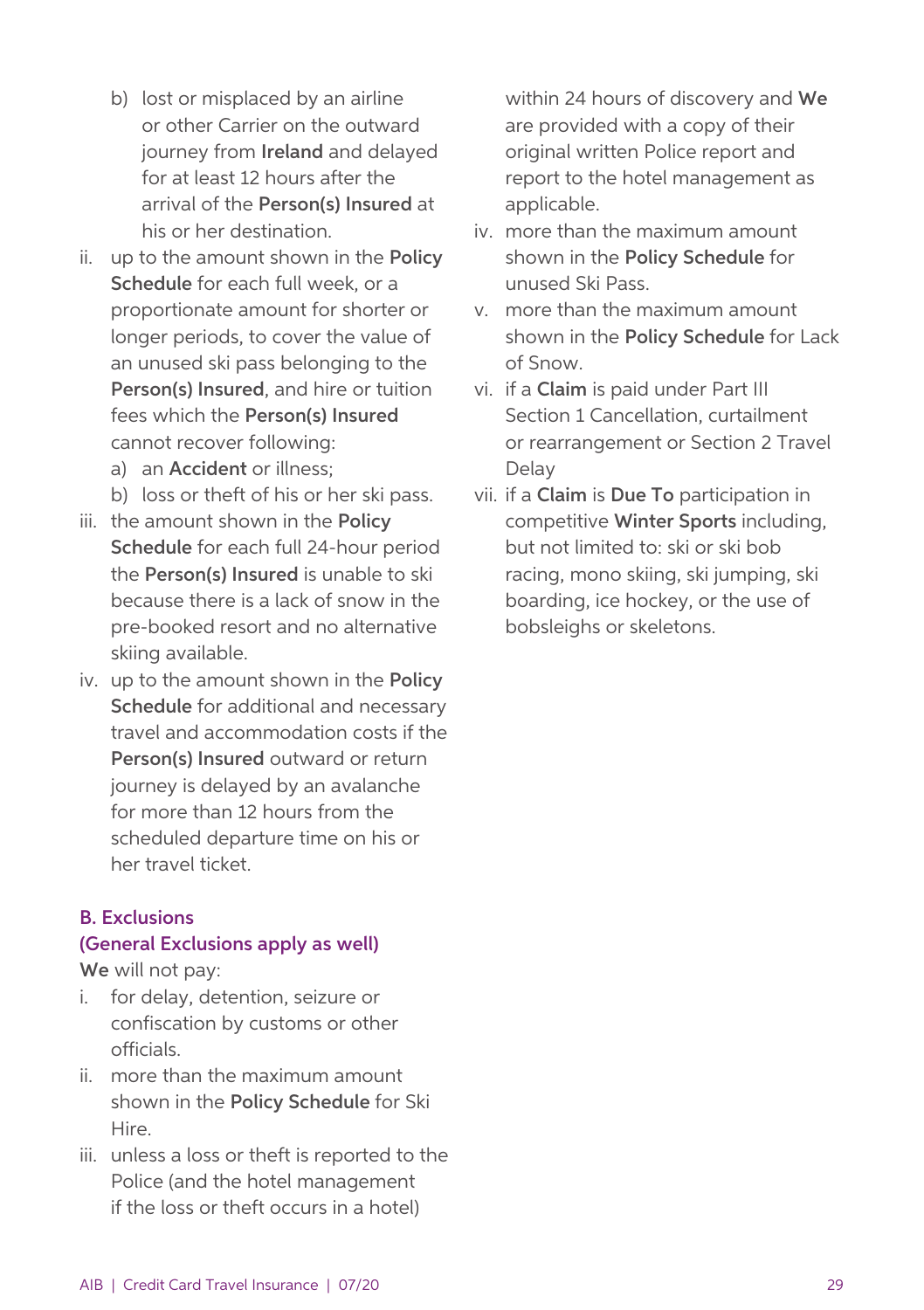b) lost or misplaced by an airline or other Carrier on the outward journey from **Ireland** and delayed for at least 12 hours after the arrival of the **Person(s) Insured** at his or her destination.

ii. up to the amount shown in the **Policy Schedule** for each full week, or a proportionate amount for shorter or longer periods, to cover the value of an unused ski pass belonging to the **Person(s) Insured**, and hire or tuition fees which the **Person(s) Insured** cannot recover following:
   a) an **Accident** or illness;
   b) loss or theft of his or her ski pass.

iii. the amount shown in the **Policy Schedule** for each full 24-hour period the **Person(s) Insured** is unable to ski because there is a lack of snow in the pre-booked resort and no alternative skiing available.

iv. up to the amount shown in the **Policy Schedule** for additional and necessary travel and accommodation costs if the **Person(s) Insured** outward or return journey is delayed by an avalanche for more than 12 hours from the scheduled departure time on his or her travel ticket.

### B. Exclusions
### (General Exclusions apply as well)

**We** will not pay:

i. for delay, detention, seizure or confiscation by customs or other officials.

ii. more than the maximum amount shown in the **Policy Schedule** for Ski Hire.

iii. unless a loss or theft is reported to the Police (and the hotel management if the loss or theft occurs in a hotel) within 24 hours of discovery and **We** are provided with a copy of their original written Police report and report to the hotel management as applicable.

iv. more than the maximum amount shown in the **Policy Schedule** for unused Ski Pass.

v. more than the maximum amount shown in the **Policy Schedule** for Lack of Snow.

vi. if a **Claim** is paid under Part III Section 1 Cancellation, curtailment or rearrangement or Section 2 Travel Delay

vii. if a **Claim** is **Due To** participation in competitive **Winter Sports** including, but not limited to: ski or ski bob racing, mono skiing, ski jumping, ski boarding, ice hockey, or the use of bobsleighs or skeletons.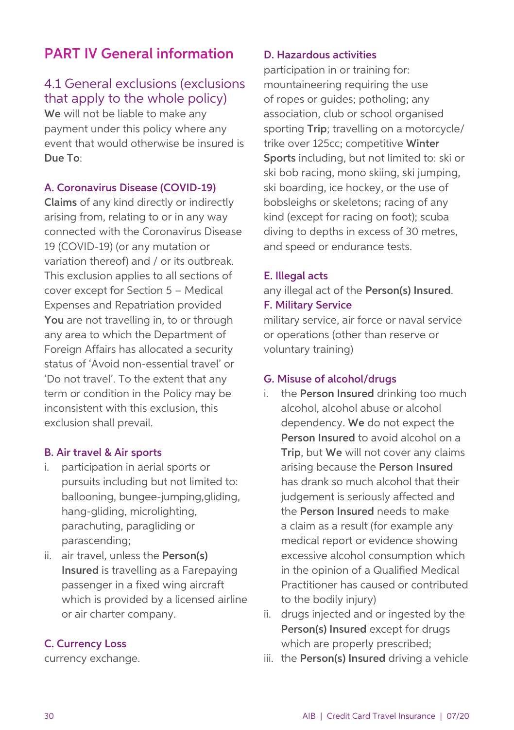# PART IV General information

## 4.1 General exclusions (exclusions that apply to the whole policy)

**We** will not be liable to make any payment under this policy where any event that would otherwise be insured is **Due To**:

### A. Coronavirus Disease (COVID-19)

**Claims** of any kind directly or indirectly arising from, relating to or in any way connected with the Coronavirus Disease 19 (COVID-19) (or any mutation or variation thereof) and / or its outbreak. This exclusion applies to all sections of cover except for Section 5 – Medical Expenses and Repatriation provided **You** are not travelling in, to or through any area to which the Department of Foreign Affairs has allocated a security status of 'Avoid non-essential travel' or 'Do not travel'. To the extent that any term or condition in the Policy may be inconsistent with this exclusion, this exclusion shall prevail.

### B. Air travel & Air sports

i. participation in aerial sports or pursuits including but not limited to: ballooning, bungee-jumping,gliding, hang-gliding, microlighting, parachuting, paragliding or parascending;

ii. air travel, unless the **Person(s) Insured** is travelling as a Farepaying passenger in a fixed wing aircraft which is provided by a licensed airline or air charter company.

### C. Currency Loss

currency exchange.

### D. Hazardous activities

participation in or training for: mountaineering requiring the use of ropes or guides; potholing; any association, club or school organised sporting **Trip**; travelling on a motorcycle/ trike over 125cc; competitive **Winter Sports** including, but not limited to: ski or ski bob racing, mono skiing, ski jumping, ski boarding, ice hockey, or the use of bobsleighs or skeletons; racing of any kind (except for racing on foot); scuba diving to depths in excess of 30 metres, and speed or endurance tests.

### E. Illegal acts

any illegal act of the **Person(s) Insured**.

### F. Military Service

military service, air force or naval service or operations (other than reserve or voluntary training)

### G. Misuse of alcohol/drugs

i. the **Person Insured** drinking too much alcohol, alcohol abuse or alcohol dependency. **We** do not expect the **Person Insured** to avoid alcohol on a **Trip**, but **We** will not cover any claims arising because the **Person Insured** has drank so much alcohol that their judgement is seriously affected and the **Person Insured** needs to make a claim as a result (for example any medical report or evidence showing excessive alcohol consumption which in the opinion of a Qualified Medical Practitioner has caused or contributed to the bodily injury)

ii. drugs injected and or ingested by the **Person(s) Insured** except for drugs which are properly prescribed;

iii. the **Person(s) Insured** driving a vehicle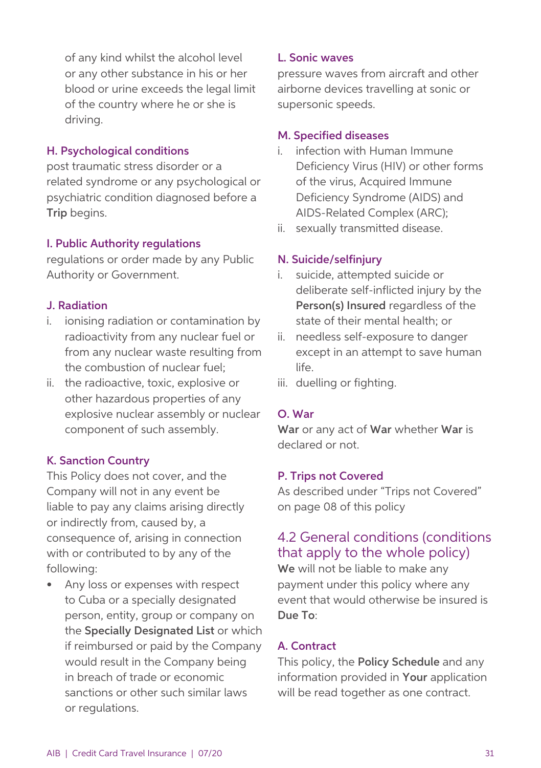of any kind whilst the alcohol level or any other substance in his or her blood or urine exceeds the legal limit of the country where he or she is driving.

### H. Psychological conditions

post traumatic stress disorder or a related syndrome or any psychological or psychiatric condition diagnosed before a **Trip** begins.

### I. Public Authority regulations

regulations or order made by any Public Authority or Government.

### J. Radiation

i. ionising radiation or contamination by radioactivity from any nuclear fuel or from any nuclear waste resulting from the combustion of nuclear fuel;
ii. the radioactive, toxic, explosive or other hazardous properties of any explosive nuclear assembly or nuclear component of such assembly.

### K. Sanction Country

This Policy does not cover, and the Company will not in any event be liable to pay any claims arising directly or indirectly from, caused by, a consequence of, arising in connection with or contributed to by any of the following:

- Any loss or expenses with respect to Cuba or a specially designated person, entity, group or company on the **Specially Designated List** or which if reimbursed or paid by the Company would result in the Company being in breach of trade or economic sanctions or other such similar laws or regulations.

### L. Sonic waves

pressure waves from aircraft and other airborne devices travelling at sonic or supersonic speeds.

### M. Specified diseases

i. infection with Human Immune Deficiency Virus (HIV) or other forms of the virus, Acquired Immune Deficiency Syndrome (AIDS) and AIDS-Related Complex (ARC);
ii. sexually transmitted disease.

### N. Suicide/selfinjury

i. suicide, attempted suicide or deliberate self-inflicted injury by the **Person(s) Insured** regardless of the state of their mental health; or
ii. needless self-exposure to danger except in an attempt to save human life.
iii. duelling or fighting.

### O. War

**War** or any act of **War** whether **War** is declared or not.

### P. Trips not Covered

As described under "Trips not Covered" on page 08 of this policy

## 4.2 General conditions (conditions that apply to the whole policy)

**We** will not be liable to make any payment under this policy where any event that would otherwise be insured is **Due To**:

### A. Contract

This policy, the **Policy Schedule** and any information provided in **Your** application will be read together as one contract.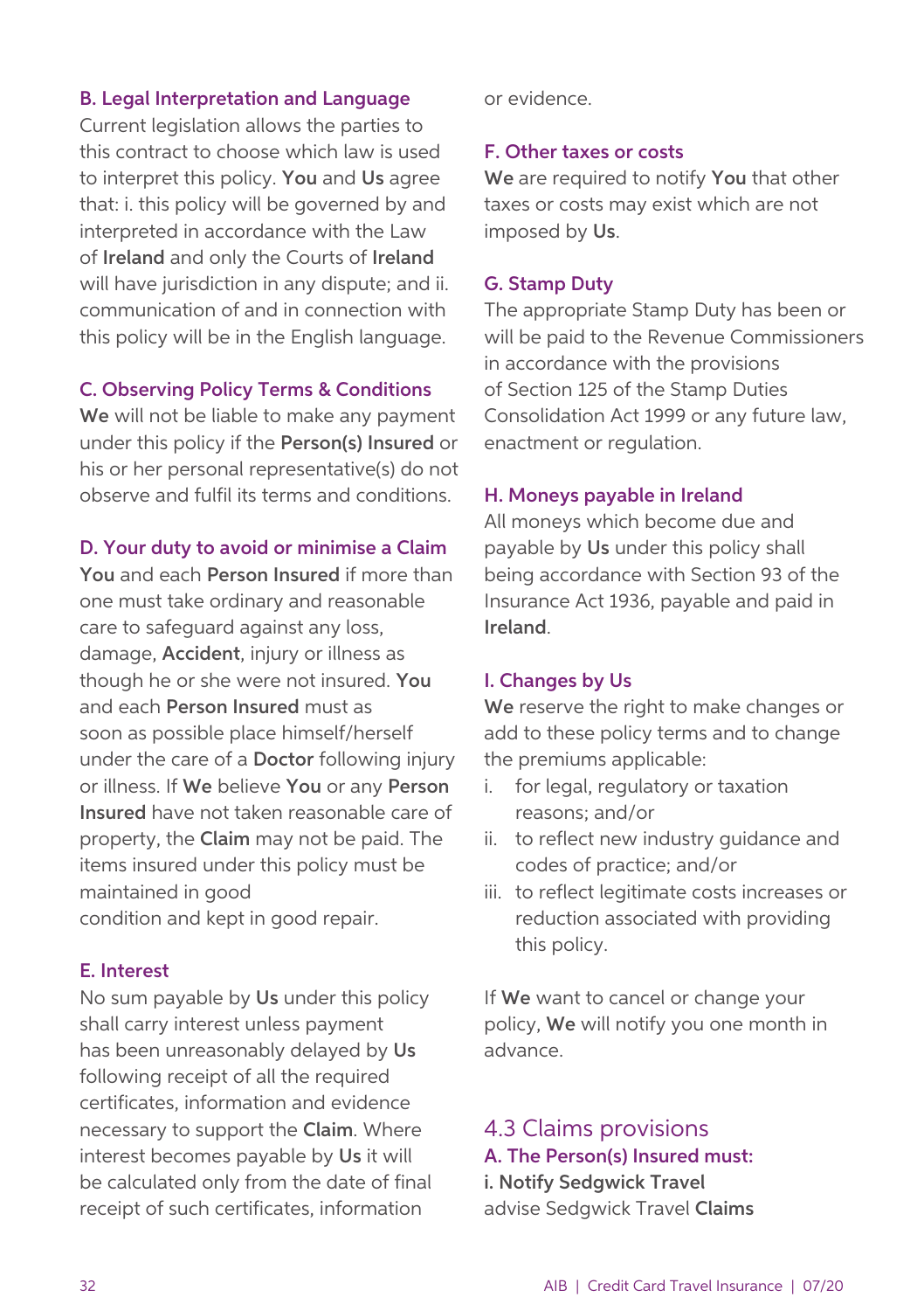### B. Legal Interpretation and Language

Current legislation allows the parties to this contract to choose which law is used to interpret this policy. **You** and **Us** agree that: i. this policy will be governed by and interpreted in accordance with the Law of **Ireland** and only the Courts of **Ireland** will have jurisdiction in any dispute; and ii. communication of and in connection with this policy will be in the English language.

### C. Observing Policy Terms & Conditions

**We** will not be liable to make any payment under this policy if the **Person(s) Insured** or his or her personal representative(s) do not observe and fulfil its terms and conditions.

### D. Your duty to avoid or minimise a Claim

**You** and each **Person Insured** if more than one must take ordinary and reasonable care to safeguard against any loss, damage, **Accident**, injury or illness as though he or she were not insured. **You** and each **Person Insured** must as soon as possible place himself/herself under the care of a **Doctor** following injury or illness. If **We** believe **You** or any **Person Insured** have not taken reasonable care of property, the **Claim** may not be paid. The items insured under this policy must be maintained in good condition and kept in good repair.

### E. Interest

No sum payable by **Us** under this policy shall carry interest unless payment has been unreasonably delayed by **Us** following receipt of all the required certificates, information and evidence necessary to support the **Claim**. Where interest becomes payable by **Us** it will be calculated only from the date of final receipt of such certificates, information or evidence.

### F. Other taxes or costs

**We** are required to notify **You** that other taxes or costs may exist which are not imposed by **Us**.

### G. Stamp Duty

The appropriate Stamp Duty has been or will be paid to the Revenue Commissioners in accordance with the provisions of Section 125 of the Stamp Duties Consolidation Act 1999 or any future law, enactment or regulation.

### H. Moneys payable in Ireland

All moneys which become due and payable by **Us** under this policy shall being accordance with Section 93 of the Insurance Act 1936, payable and paid in **Ireland**.

### I. Changes by Us

**We** reserve the right to make changes or add to these policy terms and to change the premiums applicable:

i. for legal, regulatory or taxation reasons; and/or
ii. to reflect new industry guidance and codes of practice; and/or
iii. to reflect legitimate costs increases or reduction associated with providing this policy.

If **We** want to cancel or change your policy, **We** will notify you one month in advance.

## 4.3 Claims provisions

### A. The Person(s) Insured must:

**i. Notify Sedgwick Travel**

advise Sedgwick Travel **Claims**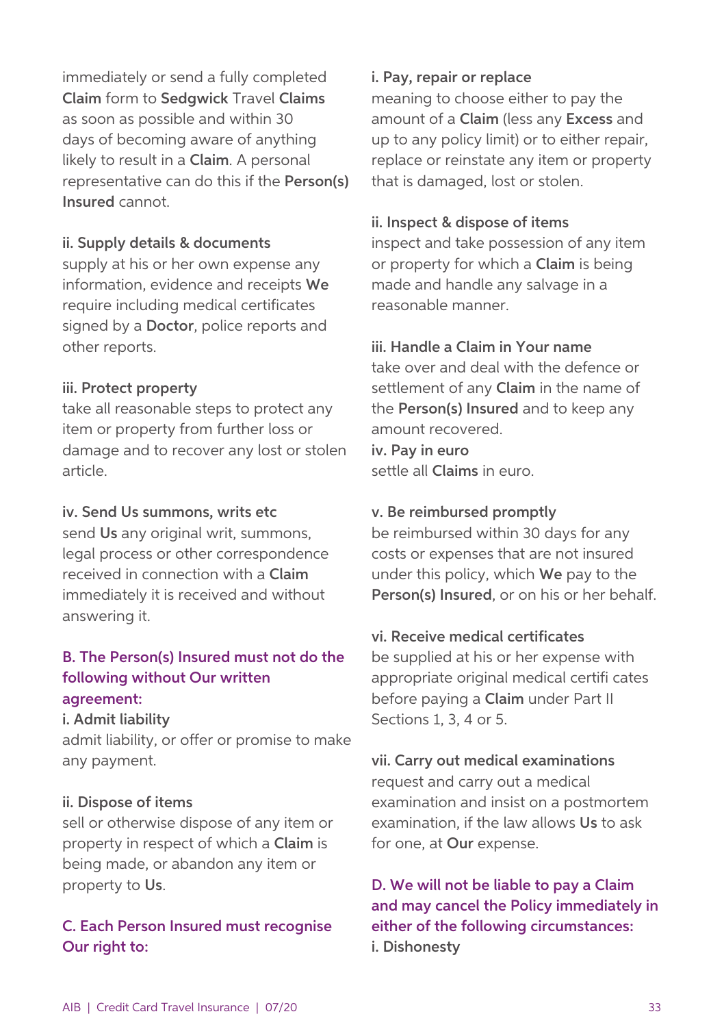immediately or send a fully completed **Claim** form to **Sedgwick** Travel **Claims** as soon as possible and within 30 days of becoming aware of anything likely to result in a **Claim**. A personal representative can do this if the **Person(s) Insured** cannot.

**ii. Supply details & documents**
supply at his or her own expense any information, evidence and receipts **We** require including medical certificates signed by a **Doctor**, police reports and other reports.

**iii. Protect property**
take all reasonable steps to protect any item or property from further loss or damage and to recover any lost or stolen article.

**iv. Send Us summons, writs etc**
send **Us** any original writ, summons, legal process or other correspondence received in connection with a **Claim** immediately it is received and without answering it.

### B. The Person(s) Insured must not do the following without Our written agreement:

**i. Admit liability**
admit liability, or offer or promise to make any payment.

**ii. Dispose of items**
sell or otherwise dispose of any item or property in respect of which a **Claim** is being made, or abandon any item or property to **Us**.

### C. Each Person Insured must recognise Our right to:

**i. Pay, repair or replace**
meaning to choose either to pay the amount of a **Claim** (less any **Excess** and up to any policy limit) or to either repair, replace or reinstate any item or property that is damaged, lost or stolen.

**ii. Inspect & dispose of items**
inspect and take possession of any item or property for which a **Claim** is being made and handle any salvage in a reasonable manner.

**iii. Handle a Claim in Your name**
take over and deal with the defence or settlement of any **Claim** in the name of the **Person(s) Insured** and to keep any amount recovered.

**iv. Pay in euro**
settle all **Claims** in euro.

**v. Be reimbursed promptly**
be reimbursed within 30 days for any costs or expenses that are not insured under this policy, which **We** pay to the **Person(s) Insured**, or on his or her behalf.

**vi. Receive medical certificates**
be supplied at his or her expense with appropriate original medical certifi cates before paying a **Claim** under Part II Sections 1, 3, 4 or 5.

**vii. Carry out medical examinations**
request and carry out a medical examination and insist on a postmortem examination, if the law allows **Us** to ask for one, at **Our** expense.

### D. We will not be liable to pay a Claim and may cancel the Policy immediately in either of the following circumstances:

**i. Dishonesty**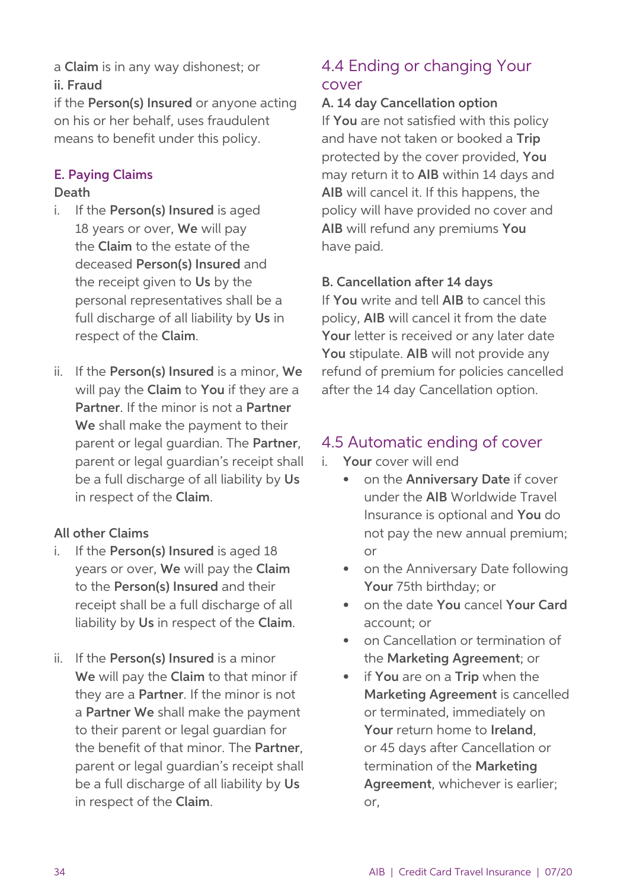a **Claim** is in any way dishonest; or

**ii. Fraud**

if the **Person(s) Insured** or anyone acting on his or her behalf, uses fraudulent means to benefit under this policy.

### E. Paying Claims

**Death**

i. If the **Person(s) Insured** is aged 18 years or over, **We** will pay the **Claim** to the estate of the deceased **Person(s) Insured** and the receipt given to **Us** by the personal representatives shall be a full discharge of all liability by **Us** in respect of the **Claim**.

ii. If the **Person(s) Insured** is a minor, **We** will pay the **Claim** to **You** if they are a **Partner**. If the minor is not a **Partner We** shall make the payment to their parent or legal guardian. The **Partner**, parent or legal guardian's receipt shall be a full discharge of all liability by **Us** in respect of the **Claim**.

**All other Claims**

i. If the **Person(s) Insured** is aged 18 years or over, **We** will pay the **Claim** to the **Person(s) Insured** and their receipt shall be a full discharge of all liability by **Us** in respect of the **Claim**.

ii. If the **Person(s) Insured** is a minor **We** will pay the **Claim** to that minor if they are a **Partner**. If the minor is not a **Partner We** shall make the payment to their parent or legal guardian for the benefit of that minor. The **Partner**, parent or legal guardian's receipt shall be a full discharge of all liability by **Us** in respect of the **Claim**.

## 4.4 Ending or changing Your cover

**A. 14 day Cancellation option**

If **You** are not satisfied with this policy and have not taken or booked a **Trip** protected by the cover provided, **You** may return it to **AIB** within 14 days and **AIB** will cancel it. If this happens, the policy will have provided no cover and **AIB** will refund any premiums **You** have paid.

**B. Cancellation after 14 days**

If **You** write and tell **AIB** to cancel this policy, **AIB** will cancel it from the date **Your** letter is received or any later date **You** stipulate. **AIB** will not provide any refund of premium for policies cancelled after the 14 day Cancellation option.

## 4.5 Automatic ending of cover

i. **Your** cover will end
   - on the **Anniversary Date** if cover under the **AIB** Worldwide Travel Insurance is optional and **You** do not pay the new annual premium; or
   - on the Anniversary Date following **Your** 75th birthday; or
   - on the date **You** cancel **Your Card** account; or
   - on Cancellation or termination of the **Marketing Agreement**; or
   - if **You** are on a **Trip** when the **Marketing Agreement** is cancelled or terminated, immediately on **Your** return home to **Ireland**, or 45 days after Cancellation or termination of the **Marketing Agreement**, whichever is earlier; or,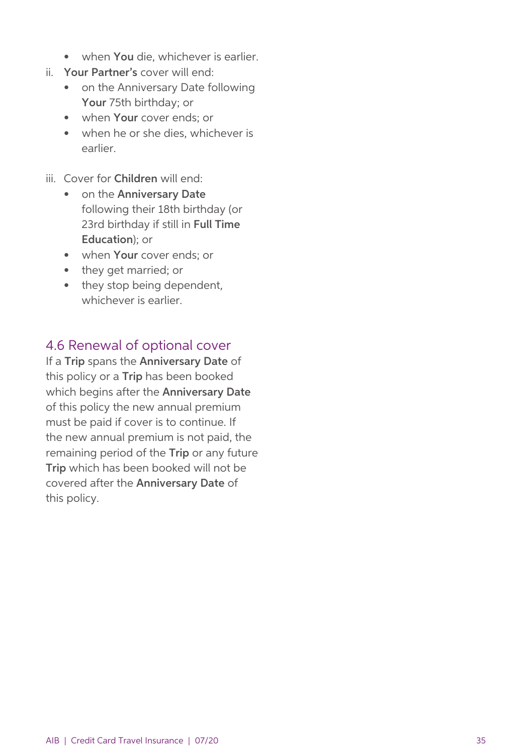- when **You** die, whichever is earlier.

ii. **Your Partner's** cover will end:
   - on the Anniversary Date following **Your** 75th birthday; or
   - when **Your** cover ends; or
   - when he or she dies, whichever is earlier.

iii. Cover for **Children** will end:
   - on the **Anniversary Date** following their 18th birthday (or 23rd birthday if still in **Full Time Education**); or
   - when **Your** cover ends; or
   - they get married; or
   - they stop being dependent, whichever is earlier.

## 4.6 Renewal of optional cover

If a **Trip** spans the **Anniversary Date** of this policy or a **Trip** has been booked which begins after the **Anniversary Date** of this policy the new annual premium must be paid if cover is to continue. If the new annual premium is not paid, the remaining period of the **Trip** or any future **Trip** which has been booked will not be covered after the **Anniversary Date** of this policy.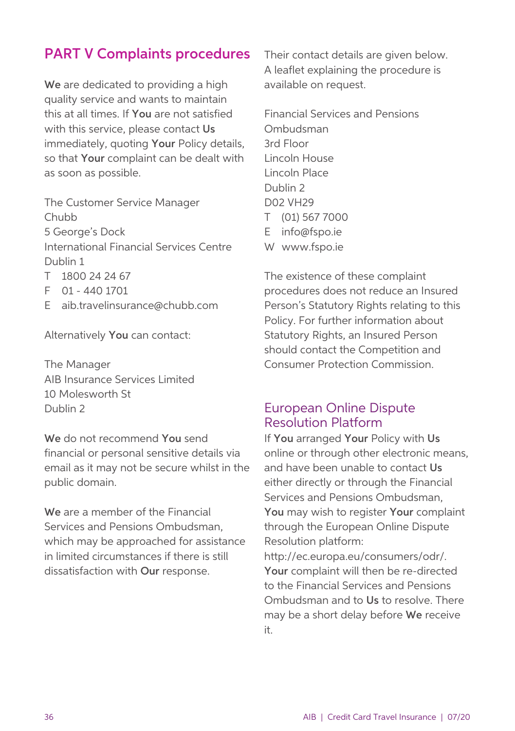# PART V Complaints procedures

**We** are dedicated to providing a high quality service and wants to maintain this at all times. If **You** are not satisfied with this service, please contact **Us** immediately, quoting **Your** Policy details, so that **Your** complaint can be dealt with as soon as possible.

The Customer Service Manager
Chubb
5 George's Dock
International Financial Services Centre
Dublin 1
T 1800 24 24 67
F 01 - 440 1701
E aib.travelinsurance@chubb.com

Alternatively **You** can contact:

The Manager
AIB Insurance Services Limited
10 Molesworth St
Dublin 2

**We** do not recommend **You** send financial or personal sensitive details via email as it may not be secure whilst in the public domain.

**We** are a member of the Financial Services and Pensions Ombudsman, which may be approached for assistance in limited circumstances if there is still dissatisfaction with **Our** response.

Their contact details are given below. A leaflet explaining the procedure is available on request.

Financial Services and Pensions Ombudsman
3rd Floor
Lincoln House
Lincoln Place
Dublin 2
D02 VH29
T (01) 567 7000
E info@fspo.ie
W www.fspo.ie

The existence of these complaint procedures does not reduce an Insured Person's Statutory Rights relating to this Policy. For further information about Statutory Rights, an Insured Person should contact the Competition and Consumer Protection Commission.

## European Online Dispute Resolution Platform

If **You** arranged **Your** Policy with **Us** online or through other electronic means, and have been unable to contact **Us** either directly or through the Financial Services and Pensions Ombudsman, **You** may wish to register **Your** complaint through the European Online Dispute Resolution platform: http://ec.europa.eu/consumers/odr/. **Your** complaint will then be re-directed to the Financial Services and Pensions Ombudsman and to **Us** to resolve. There may be a short delay before **We** receive it.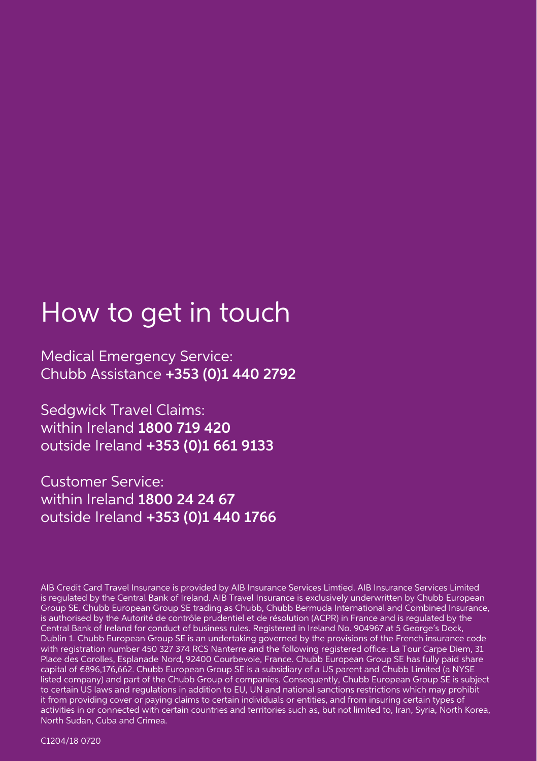# How to get in touch

Medical Emergency Service:
Chubb Assistance **+353 (0)1 440 2792**

Sedgwick Travel Claims:
within Ireland **1800 719 420**
outside Ireland **+353 (0)1 661 9133**

Customer Service:
within Ireland **1800 24 24 67**
outside Ireland **+353 (0)1 440 1766**

AIB Credit Card Travel Insurance is provided by AIB Insurance Services Limtied. AIB Insurance Services Limited is regulated by the Central Bank of Ireland. AIB Travel Insurance is exclusively underwritten by Chubb European Group SE. Chubb European Group SE trading as Chubb, Chubb Bermuda International and Combined Insurance, is authorised by the Autorité de contrôle prudentiel et de résolution (ACPR) in France and is regulated by the Central Bank of Ireland for conduct of business rules. Registered in Ireland No. 904967 at 5 George's Dock, Dublin 1. Chubb European Group SE is an undertaking governed by the provisions of the French insurance code with registration number 450 327 374 RCS Nanterre and the following registered office: La Tour Carpe Diem, 31 Place des Corolles, Esplanade Nord, 92400 Courbevoie, France. Chubb European Group SE has fully paid share capital of €896,176,662. Chubb European Group SE is a subsidiary of a US parent and Chubb Limited (a NYSE listed company) and part of the Chubb Group of companies. Consequently, Chubb European Group SE is subject to certain US laws and regulations in addition to EU, UN and national sanctions restrictions which may prohibit it from providing cover or paying claims to certain individuals or entities, and from insuring certain types of activities in or connected with certain countries and territories such as, but not limited to, Iran, Syria, North Korea, North Sudan, Cuba and Crimea.

C1204/18 0720